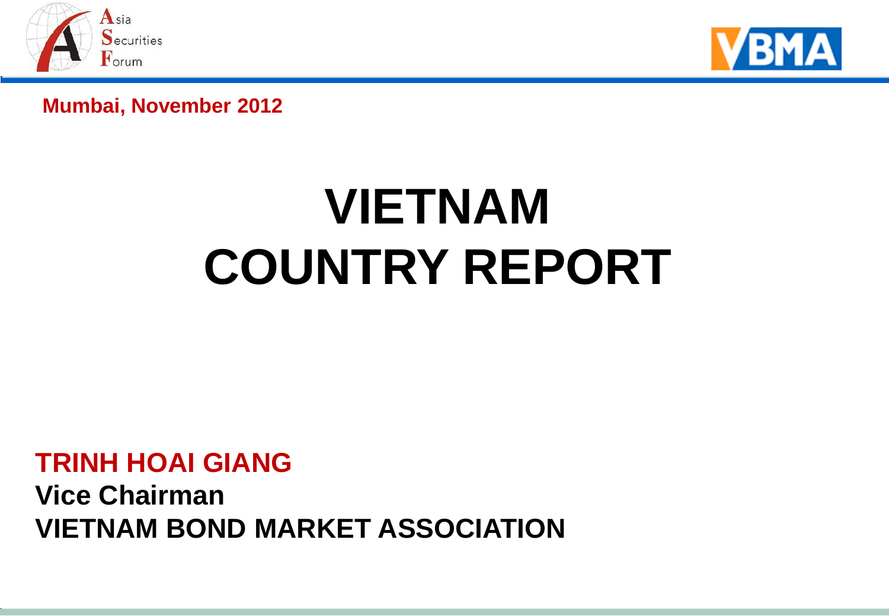**Mumbai, November 2012**

# VIETNAM COUNTRY REPORT

**TRINH HOAI GIANG**

**Vice Chairman**

**VIETNAM BOND MARKET ASSOCIATION**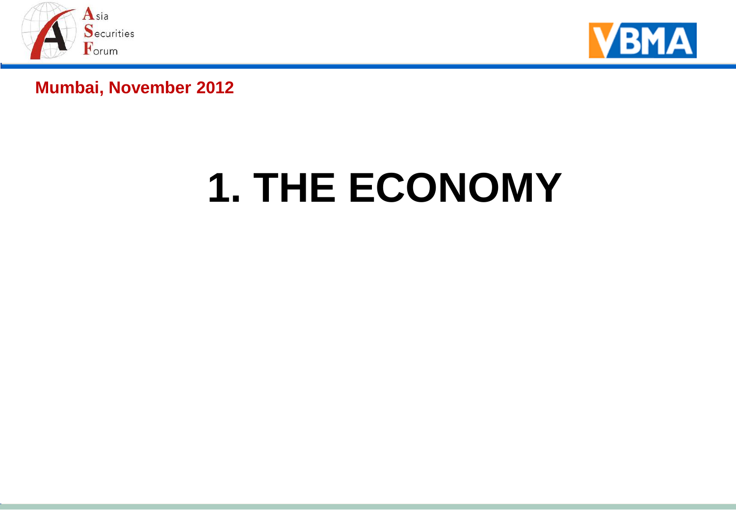Mumbai, November 2012

# 1. THE ECONOMY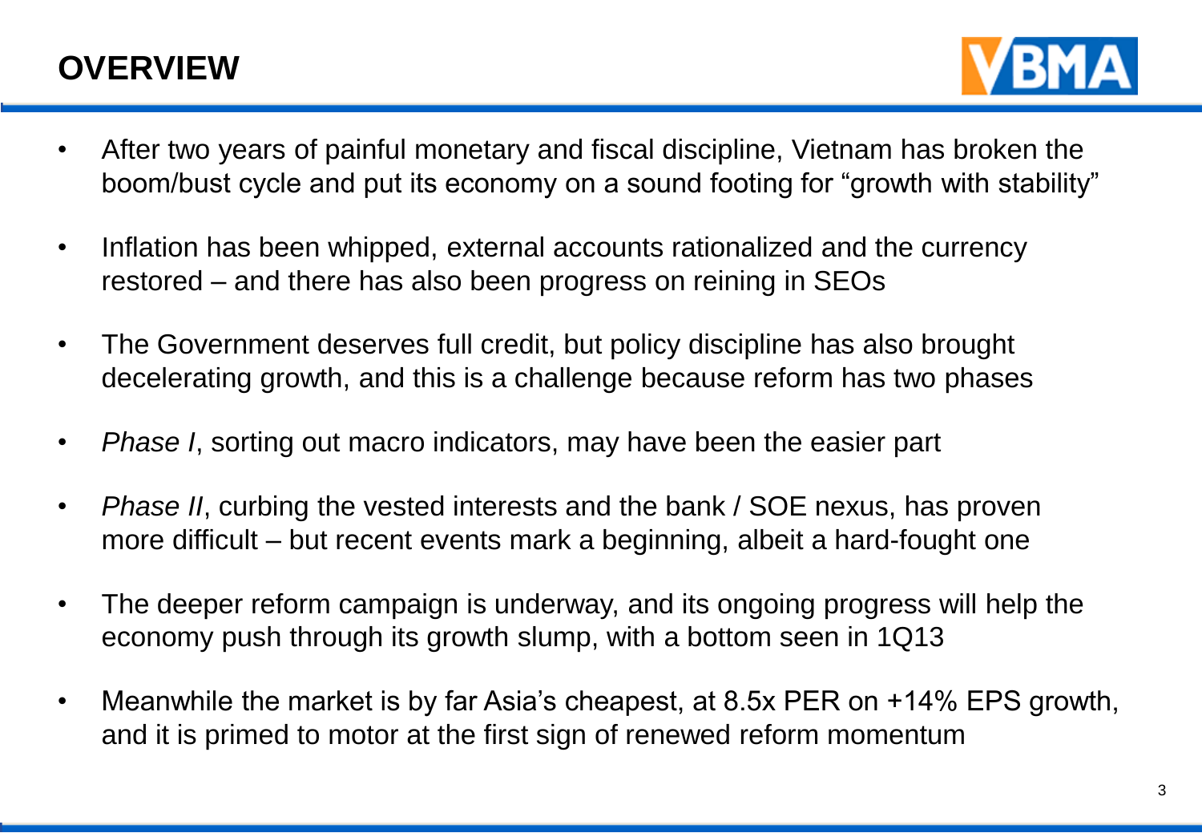# OVERVIEW

- After two years of painful monetary and fiscal discipline, Vietnam has broken the boom/bust cycle and put its economy on a sound footing for "growth with stability"
- Inflation has been whipped, external accounts rationalized and the currency restored – and there has also been progress on reining in SEOs
- The Government deserves full credit, but policy discipline has also brought decelerating growth, and this is a challenge because reform has two phases
- *Phase I*, sorting out macro indicators, may have been the easier part
- *Phase II*, curbing the vested interests and the bank / SOE nexus, has proven more difficult – but recent events mark a beginning, albeit a hard-fought one
- The deeper reform campaign is underway, and its ongoing progress will help the economy push through its growth slump, with a bottom seen in 1Q13
- Meanwhile the market is by far Asia's cheapest, at 8.5x PER on +14% EPS growth, and it is primed to motor at the first sign of renewed reform momentum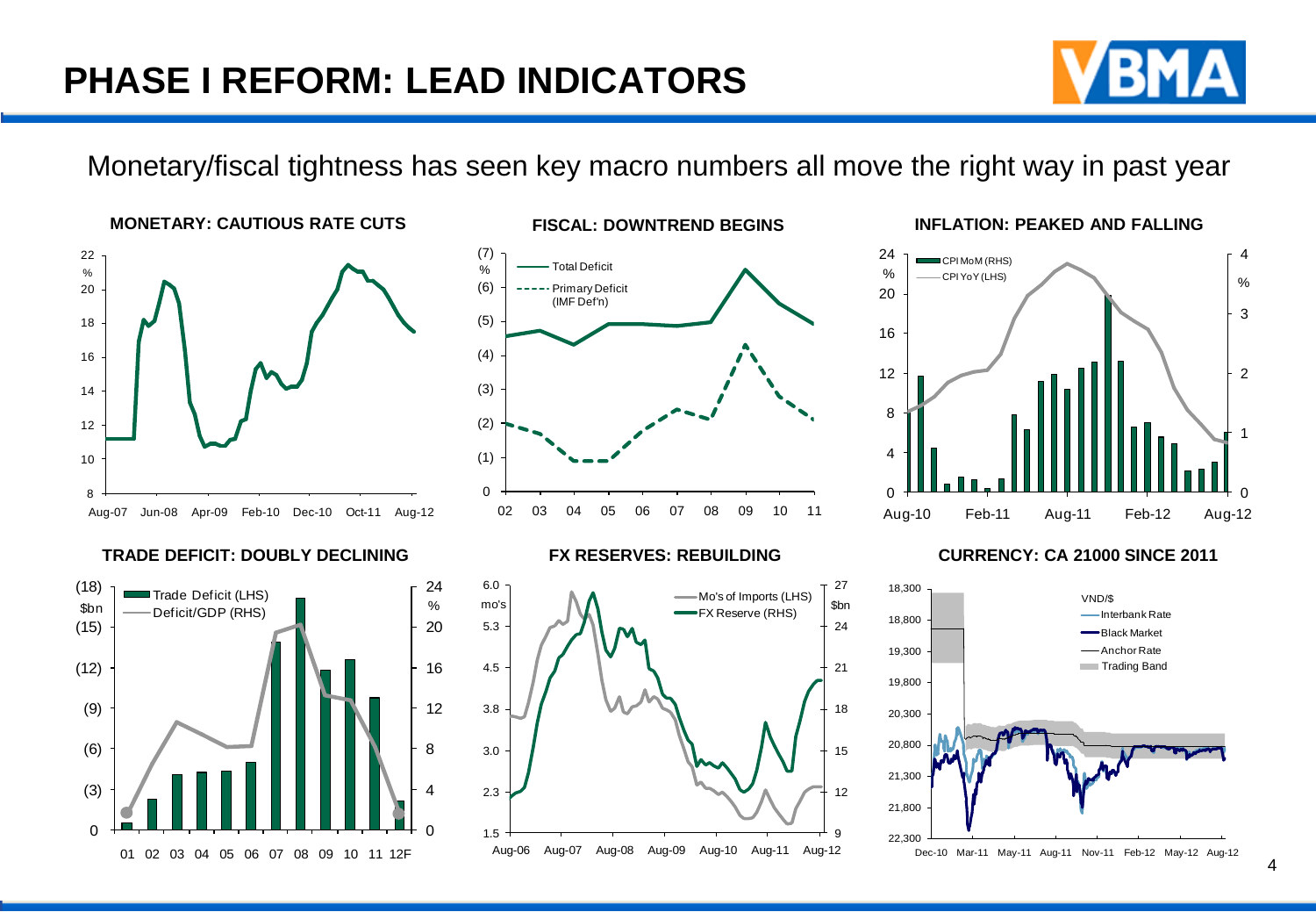# PHASE I REFORM: LEAD INDICATORS

Monetary/fiscal tightness has seen key macro numbers all move the right way in past year

**MONETARY: CAUTIOUS RATE CUTS**

**FISCAL: DOWNTREND BEGINS**

**INFLATION: PEAKED AND FALLING**

**TRADE DEFICIT: DOUBLY DECLINING**

**FX RESERVES: REBUILDING**

**CURRENCY: CA 21000 SINCE 2011**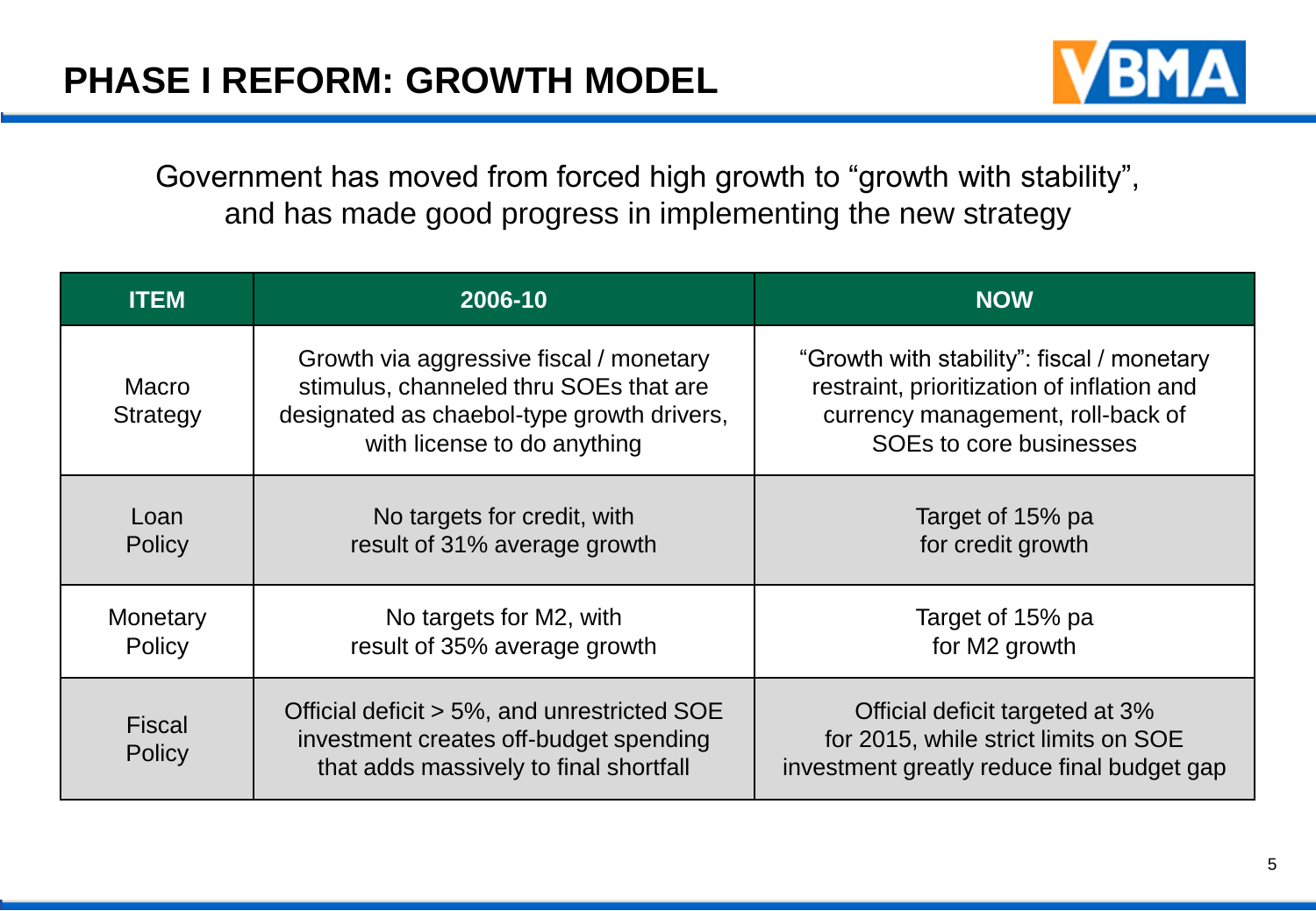# PHASE I REFORM: GROWTH MODEL

Government has moved from forced high growth to "growth with stability", and has made good progress in implementing the new strategy

| ITEM | 2006-10 | NOW |
|---|---|---|
| Macro Strategy | Growth via aggressive fiscal / monetary stimulus, channeled thru SOEs that are designated as chaebol-type growth drivers, with license to do anything | "Growth with stability": fiscal / monetary restraint, prioritization of inflation and currency management, roll-back of SOEs to core businesses |
| Loan Policy | No targets for credit, with result of 31% average growth | Target of 15% pa for credit growth |
| Monetary Policy | No targets for M2, with result of 35% average growth | Target of 15% pa for M2 growth |
| Fiscal Policy | Official deficit > 5%, and unrestricted SOE investment creates off-budget spending that adds massively to final shortfall | Official deficit targeted at 3% for 2015, while strict limits on SOE investment greatly reduce final budget gap |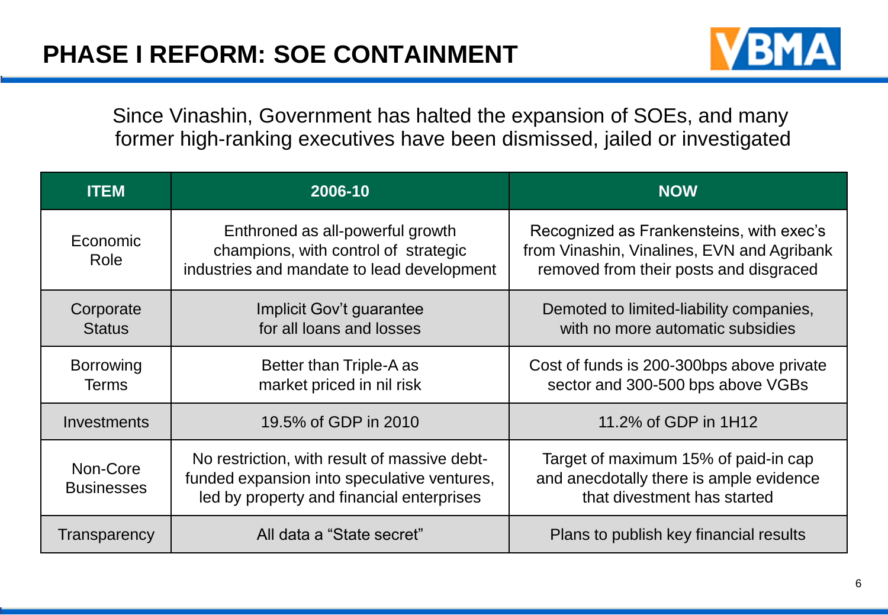# PHASE I REFORM: SOE CONTAINMENT

Since Vinashin, Government has halted the expansion of SOEs, and many former high-ranking executives have been dismissed, jailed or investigated

| ITEM | 2006-10 | NOW |
|---|---|---|
| Economic Role | Enthroned as all-powerful growth champions, with control of strategic industries and mandate to lead development | Recognized as Frankensteins, with exec's from Vinashin, Vinalines, EVN and Agribank removed from their posts and disgraced |
| Corporate Status | Implicit Gov't guarantee for all loans and losses | Demoted to limited-liability companies, with no more automatic subsidies |
| Borrowing Terms | Better than Triple-A as market priced in nil risk | Cost of funds is 200-300bps above private sector and 300-500 bps above VGBs |
| Investments | 19.5% of GDP in 2010 | 11.2% of GDP in 1H12 |
| Non-Core Businesses | No restriction, with result of massive debt-funded expansion into speculative ventures, led by property and financial enterprises | Target of maximum 15% of paid-in cap and anecdotally there is ample evidence that divestment has started |
| Transparency | All data a "State secret" | Plans to publish key financial results |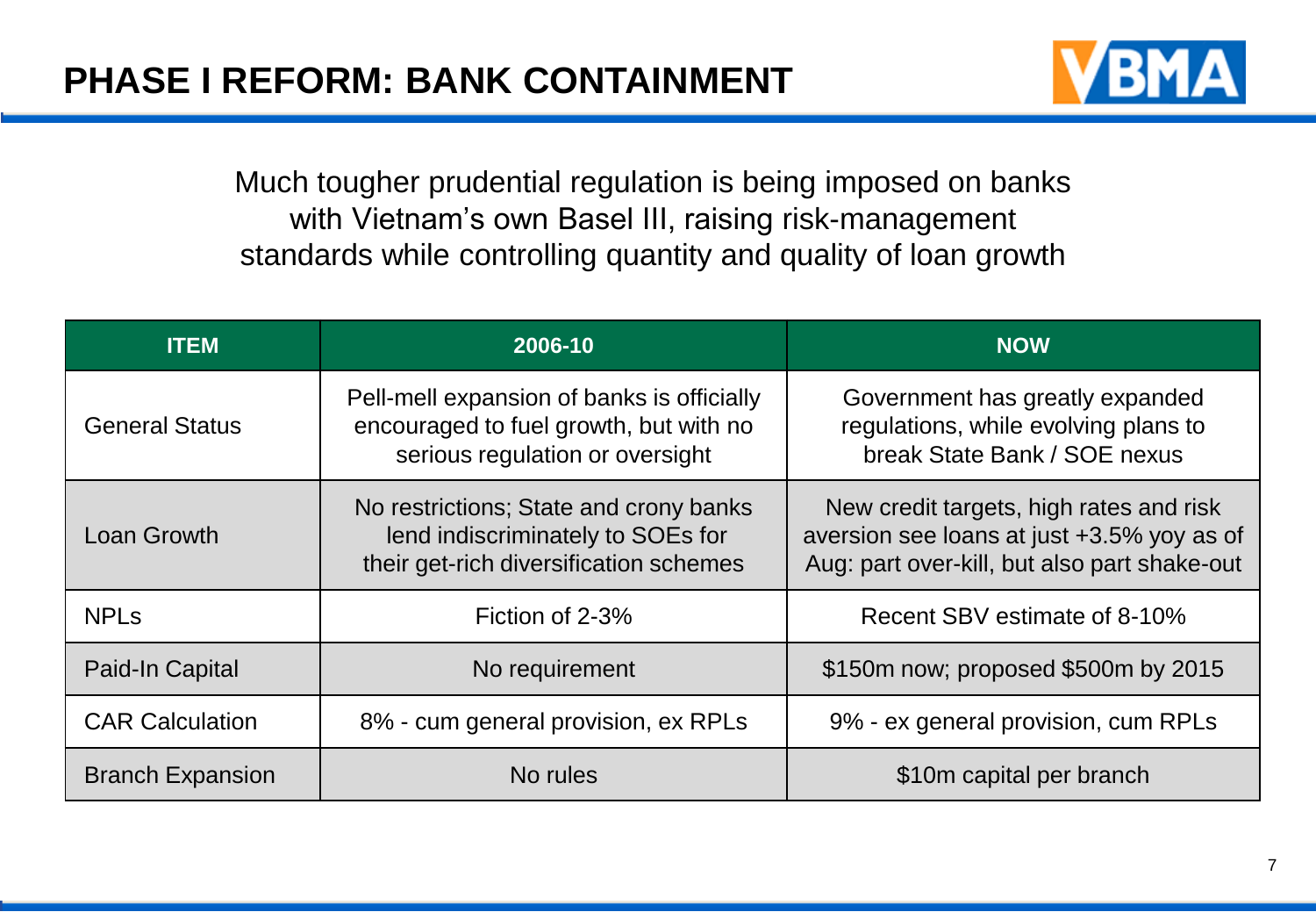# PHASE I REFORM: BANK CONTAINMENT

Much tougher prudential regulation is being imposed on banks with Vietnam's own Basel III, raising risk-management standards while controlling quantity and quality of loan growth

| ITEM | 2006-10 | NOW |
|---|---|---|
| General Status | Pell-mell expansion of banks is officially encouraged to fuel growth, but with no serious regulation or oversight | Government has greatly expanded regulations, while evolving plans to break State Bank / SOE nexus |
| Loan Growth | No restrictions; State and crony banks lend indiscriminately to SOEs for their get-rich diversification schemes | New credit targets, high rates and risk aversion see loans at just +3.5% yoy as of Aug: part over-kill, but also part shake-out |
| NPLs | Fiction of 2-3% | Recent SBV estimate of 8-10% |
| Paid-In Capital | No requirement | $150m now; proposed $500m by 2015 |
| CAR Calculation | 8% - cum general provision, ex RPLs | 9% - ex general provision, cum RPLs |
| Branch Expansion | No rules | $10m capital per branch |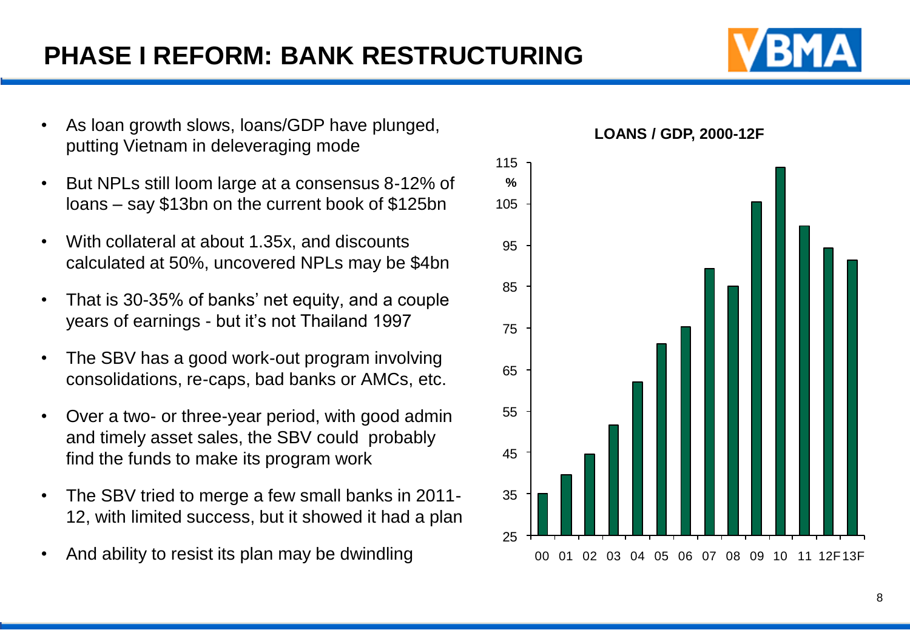# PHASE I REFORM: BANK RESTRUCTURING

- As loan growth slows, loans/GDP have plunged, putting Vietnam in deleveraging mode
- But NPLs still loom large at a consensus 8-12% of loans – say $13bn on the current book of $125bn
- With collateral at about 1.35x, and discounts calculated at 50%, uncovered NPLs may be $4bn
- That is 30-35% of banks' net equity, and a couple years of earnings - but it's not Thailand 1997
- The SBV has a good work-out program involving consolidations, re-caps, bad banks or AMCs, etc.
- Over a two- or three-year period, with good admin and timely asset sales, the SBV could probably find the funds to make its program work
- The SBV tried to merge a few small banks in 2011-12, with limited success, but it showed it had a plan
- And ability to resist its plan may be dwindling

**LOANS / GDP, 2000-12F**

| Year | % |
|---|---|
| 00 | 35 |
| 01 | 39.5 |
| 02 | 44.5 |
| 03 | 51.5 |
| 04 | 62 |
| 05 | 71 |
| 06 | 75.5 |
| 07 | 89.5 |
| 08 | 85 |
| 09 | 105.5 |
| 10 | 114 |
| 11 | 99.5 |
| 12F | 94.5 |
| 13F | 91.5 |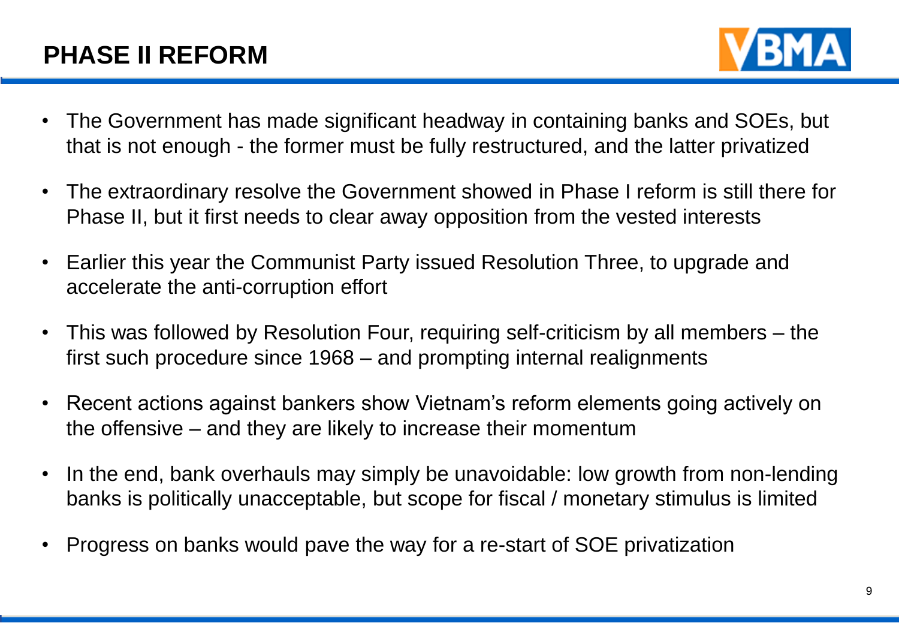# PHASE II REFORM

- The Government has made significant headway in containing banks and SOEs, but that is not enough - the former must be fully restructured, and the latter privatized
- The extraordinary resolve the Government showed in Phase I reform is still there for Phase II, but it first needs to clear away opposition from the vested interests
- Earlier this year the Communist Party issued Resolution Three, to upgrade and accelerate the anti-corruption effort
- This was followed by Resolution Four, requiring self-criticism by all members – the first such procedure since 1968 – and prompting internal realignments
- Recent actions against bankers show Vietnam's reform elements going actively on the offensive – and they are likely to increase their momentum
- In the end, bank overhauls may simply be unavoidable: low growth from non-lending banks is politically unacceptable, but scope for fiscal / monetary stimulus is limited
- Progress on banks would pave the way for a re-start of SOE privatization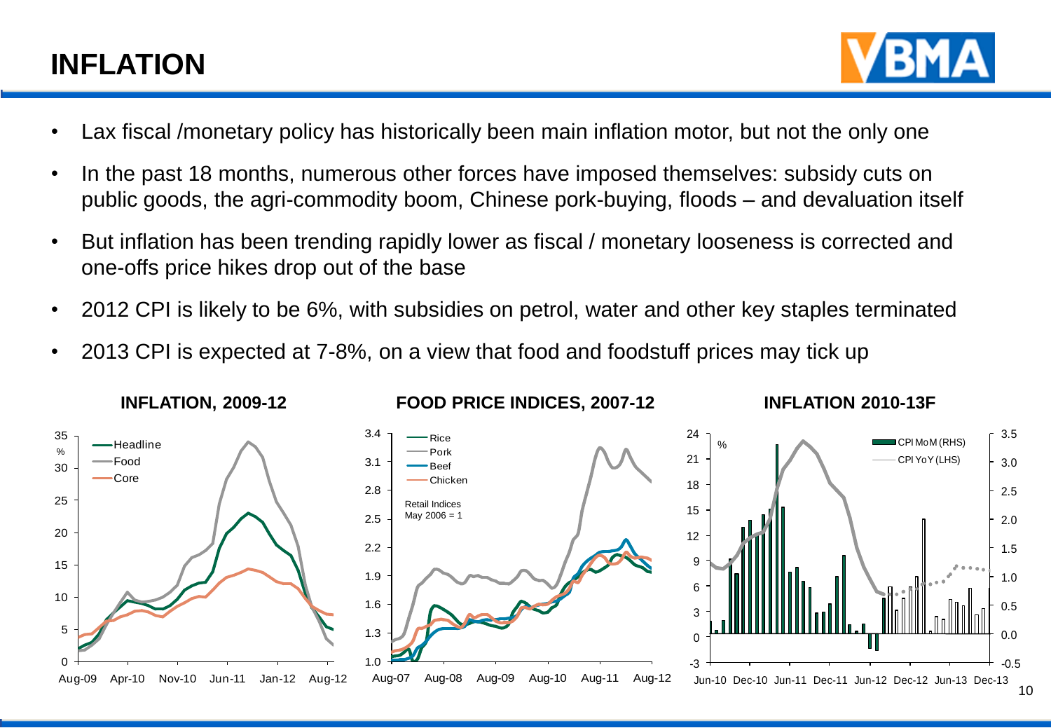# INFLATION

- Lax fiscal /monetary policy has historically been main inflation motor, but not the only one
- In the past 18 months, numerous other forces have imposed themselves: subsidy cuts on public goods, the agri-commodity boom, Chinese pork-buying, floods – and devaluation itself
- But inflation has been trending rapidly lower as fiscal / monetary looseness is corrected and one-offs price hikes drop out of the base
- 2012 CPI is likely to be 6%, with subsidies on petrol, water and other key staples terminated
- 2013 CPI is expected at 7-8%, on a view that food and foodstuff prices may tick up

**INFLATION, 2009-12**

**FOOD PRICE INDICES, 2007-12**

**INFLATION 2010-13F**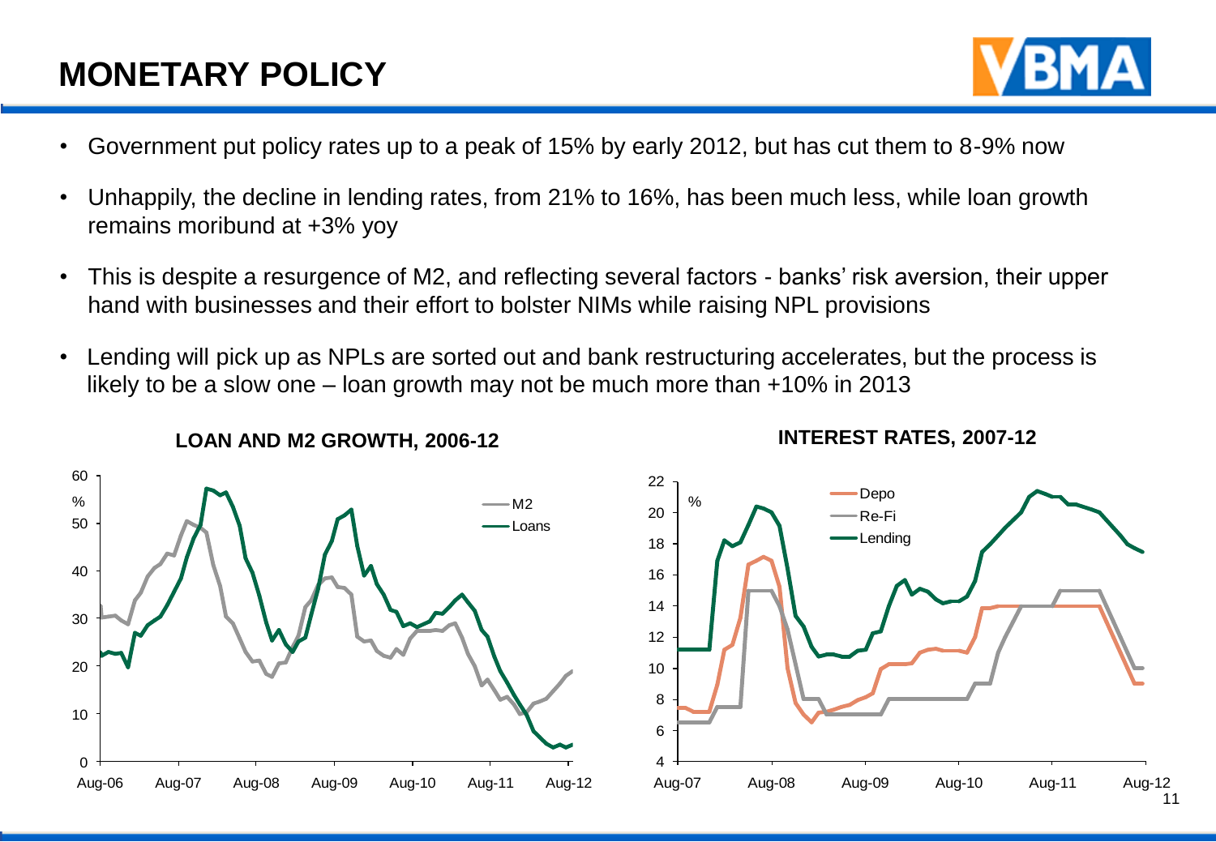# MONETARY POLICY

- Government put policy rates up to a peak of 15% by early 2012, but has cut them to 8-9% now
- Unhappily, the decline in lending rates, from 21% to 16%, has been much less, while loan growth remains moribund at +3% yoy
- This is despite a resurgence of M2, and reflecting several factors - banks' risk aversion, their upper hand with businesses and their effort to bolster NIMs while raising NPL provisions
- Lending will pick up as NPLs are sorted out and bank restructuring accelerates, but the process is likely to be a slow one – loan growth may not be much more than +10% in 2013

**LOAN AND M2 GROWTH, 2006-12**

**INTEREST RATES, 2007-12**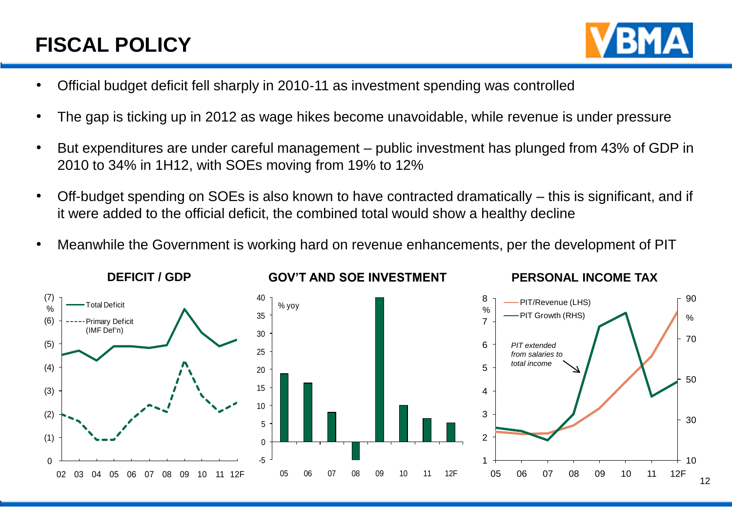# FISCAL POLICY

- Official budget deficit fell sharply in 2010-11 as investment spending was controlled
- The gap is ticking up in 2012 as wage hikes become unavoidable, while revenue is under pressure
- But expenditures are under careful management – public investment has plunged from 43% of GDP in 2010 to 34% in 1H12, with SOEs moving from 19% to 12%
- Off-budget spending on SOEs is also known to have contracted dramatically – this is significant, and if it were added to the official deficit, the combined total would show a healthy decline
- Meanwhile the Government is working hard on revenue enhancements, per the development of PIT

**DEFICIT / GDP**

**GOV'T AND SOE INVESTMENT**

**PERSONAL INCOME TAX**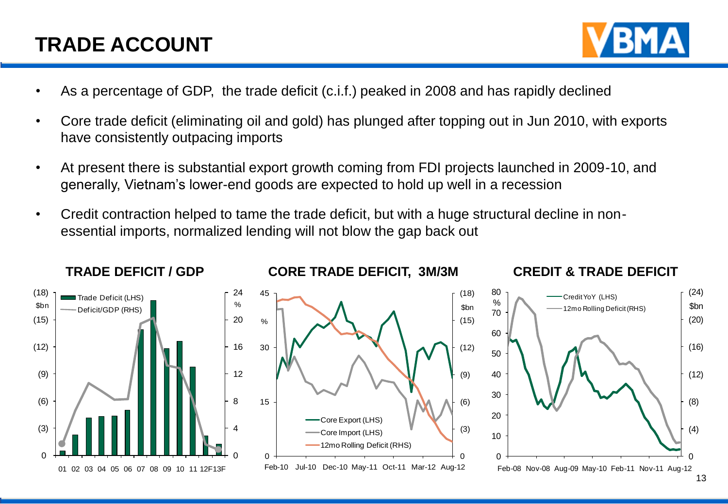# TRADE ACCOUNT

- As a percentage of GDP, the trade deficit (c.i.f.) peaked in 2008 and has rapidly declined
- Core trade deficit (eliminating oil and gold) has plunged after topping out in Jun 2010, with exports have consistently outpacing imports
- At present there is substantial export growth coming from FDI projects launched in 2009-10, and generally, Vietnam's lower-end goods are expected to hold up well in a recession
- Credit contraction helped to tame the trade deficit, but with a huge structural decline in non-essential imports, normalized lending will not blow the gap back out

**TRADE DEFICIT / GDP**

**CORE TRADE DEFICIT, 3M/3M**

**CREDIT & TRADE DEFICIT**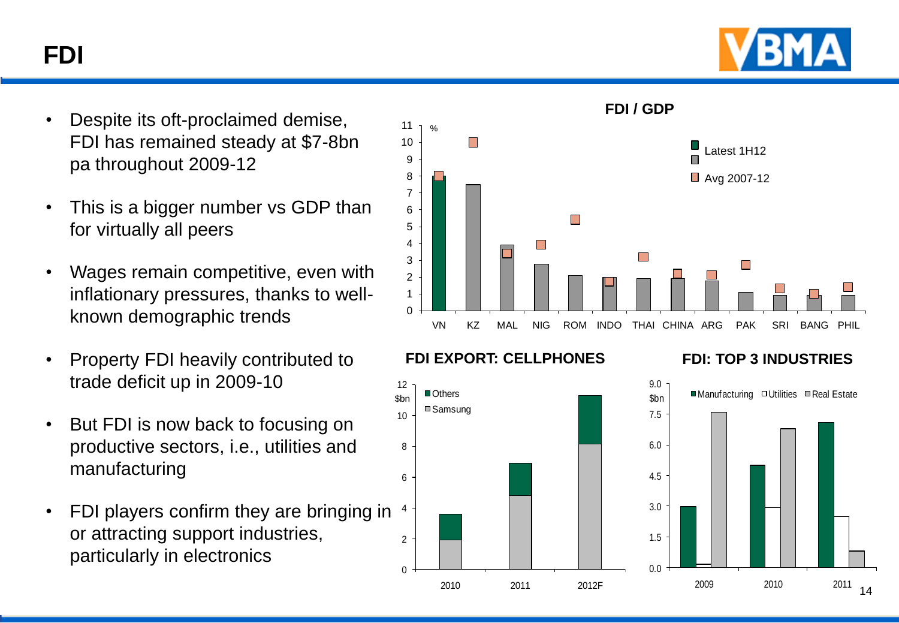# FDI

- Despite its oft-proclaimed demise, FDI has remained steady at $7-8bn pa throughout 2009-12
- This is a bigger number vs GDP than for virtually all peers
- Wages remain competitive, even with inflationary pressures, thanks to well-known demographic trends
- Property FDI heavily contributed to trade deficit up in 2009-10
- But FDI is now back to focusing on productive sectors, i.e., utilities and manufacturing
- FDI players confirm they are bringing in or attracting support industries, particularly in electronics

**FDI / GDP**

**FDI EXPORT: CELLPHONES**

**FDI: TOP 3 INDUSTRIES**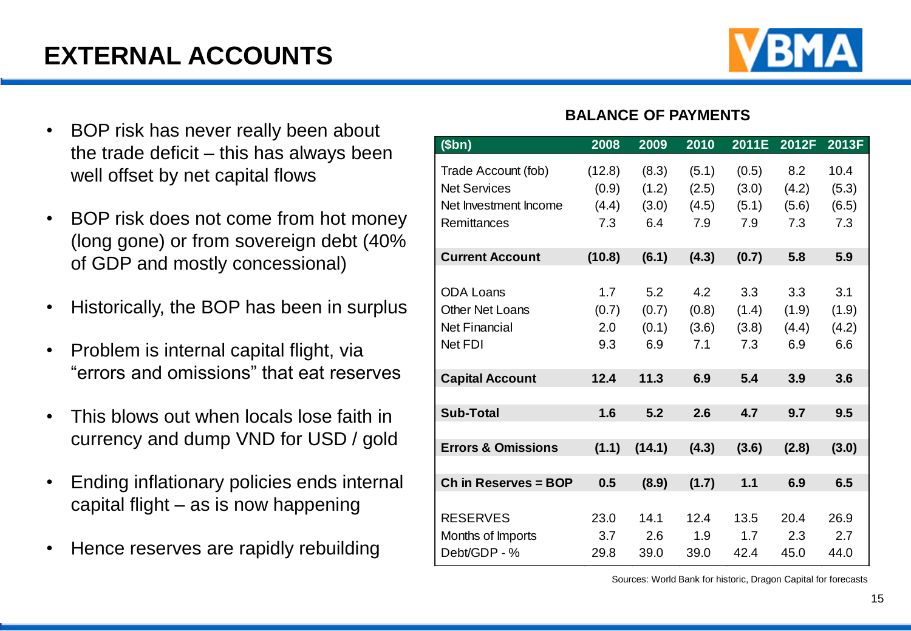# EXTERNAL ACCOUNTS

- BOP risk has never really been about the trade deficit – this has always been well offset by net capital flows
- BOP risk does not come from hot money (long gone) or from sovereign debt (40% of GDP and mostly concessional)
- Historically, the BOP has been in surplus
- Problem is internal capital flight, via “errors and omissions” that eat reserves
- This blows out when locals lose faith in currency and dump VND for USD / gold
- Ending inflationary policies ends internal capital flight – as is now happening
- Hence reserves are rapidly rebuilding

**BALANCE OF PAYMENTS**

| ($bn) | 2008 | 2009 | 2010 | 2011E | 2012F | 2013F |
|---|---|---|---|---|---|---|
| Trade Account (fob) | (12.8) | (8.3) | (5.1) | (0.5) | 8.2 | 10.4 |
| Net Services | (0.9) | (1.2) | (2.5) | (3.0) | (4.2) | (5.3) |
| Net Investment Income | (4.4) | (3.0) | (4.5) | (5.1) | (5.6) | (6.5) |
| Remittances | 7.3 | 6.4 | 7.9 | 7.9 | 7.3 | 7.3 |
| **Current Account** | **(10.8)** | **(6.1)** | **(4.3)** | **(0.7)** | **5.8** | **5.9** |
| ODA Loans | 1.7 | 5.2 | 4.2 | 3.3 | 3.3 | 3.1 |
| Other Net Loans | (0.7) | (0.7) | (0.8) | (1.4) | (1.9) | (1.9) |
| Net Financial | 2.0 | (0.1) | (3.6) | (3.8) | (4.4) | (4.2) |
| Net FDI | 9.3 | 6.9 | 7.1 | 7.3 | 6.9 | 6.6 |
| **Capital Account** | **12.4** | **11.3** | **6.9** | **5.4** | **3.9** | **3.6** |
| **Sub-Total** | **1.6** | **5.2** | **2.6** | **4.7** | **9.7** | **9.5** |
| **Errors & Omissions** | **(1.1)** | **(14.1)** | **(4.3)** | **(3.6)** | **(2.8)** | **(3.0)** |
| **Ch in Reserves = BOP** | **0.5** | **(8.9)** | **(1.7)** | **1.1** | **6.9** | **6.5** |
| RESERVES | 23.0 | 14.1 | 12.4 | 13.5 | 20.4 | 26.9 |
| Months of Imports | 3.7 | 2.6 | 1.9 | 1.7 | 2.3 | 2.7 |
| Debt/GDP - % | 29.8 | 39.0 | 39.0 | 42.4 | 45.0 | 44.0 |

Sources: World Bank for historic, Dragon Capital for forecasts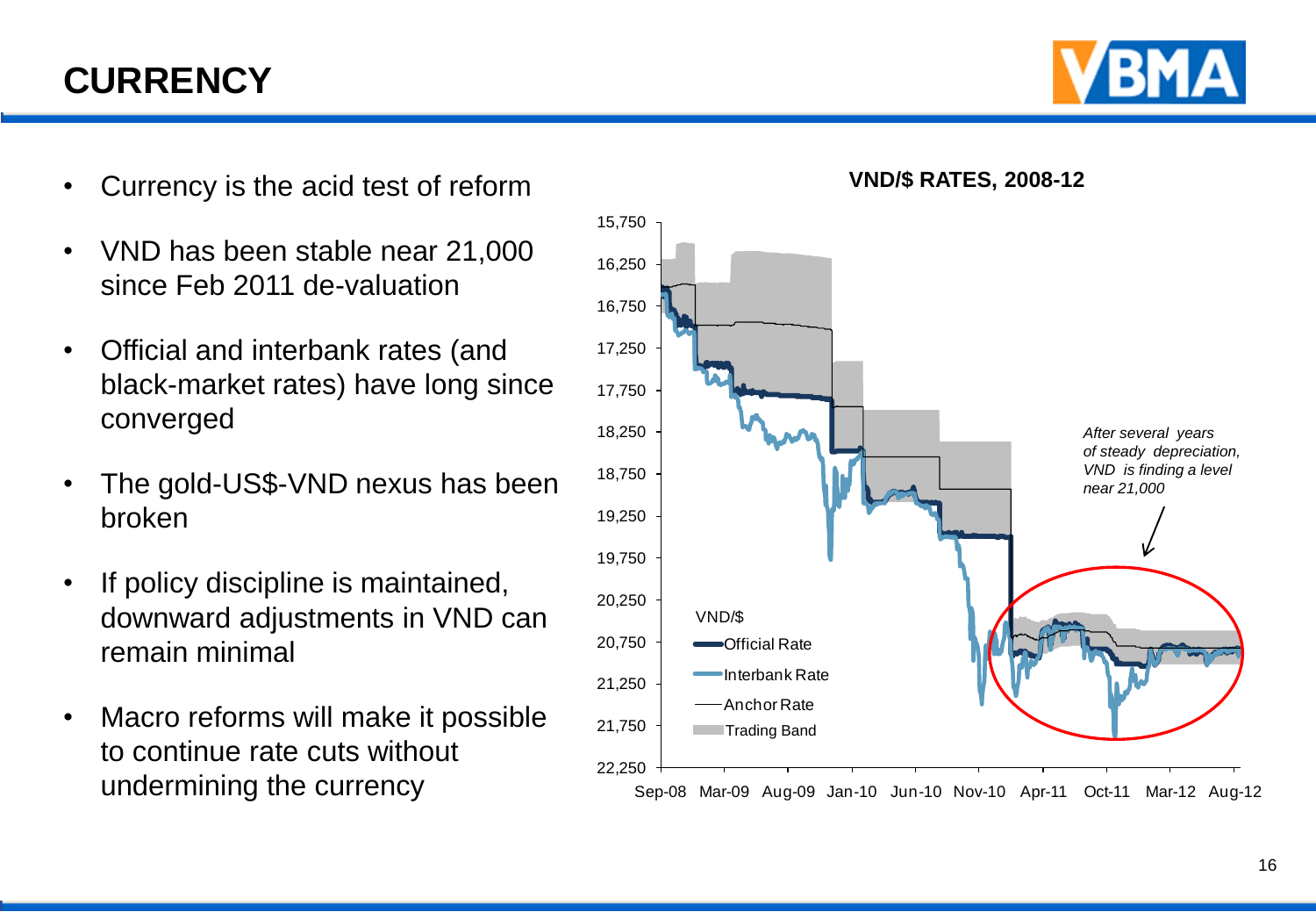# CURRENCY

- Currency is the acid test of reform
- VND has been stable near 21,000 since Feb 2011 de-valuation
- Official and interbank rates (and black-market rates) have long since converged
- The gold-US$-VND nexus has been broken
- If policy discipline is maintained, downward adjustments in VND can remain minimal
- Macro reforms will make it possible to continue rate cuts without undermining the currency

**VND/$ RATES, 2008-12**

*After several years of steady depreciation, VND is finding a level near 21,000*

VND/$: Official Rate, Interbank Rate, Anchor Rate, Trading Band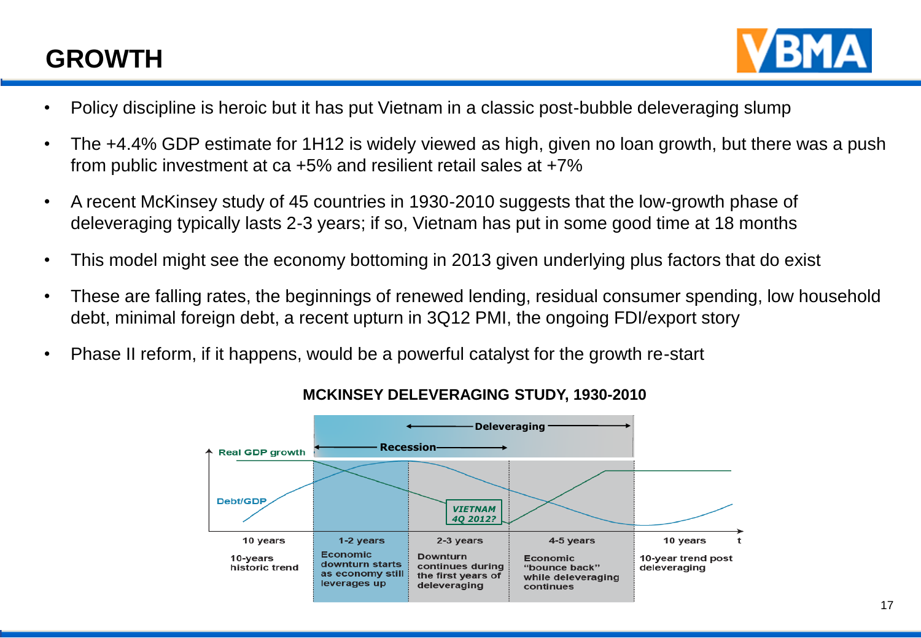# GROWTH

- Policy discipline is heroic but it has put Vietnam in a classic post-bubble deleveraging slump
- The +4.4% GDP estimate for 1H12 is widely viewed as high, given no loan growth, but there was a push from public investment at ca +5% and resilient retail sales at +7%
- A recent McKinsey study of 45 countries in 1930-2010 suggests that the low-growth phase of deleveraging typically lasts 2-3 years; if so, Vietnam has put in some good time at 18 months
- This model might see the economy bottoming in 2013 given underlying plus factors that do exist
- These are falling rates, the beginnings of renewed lending, residual consumer spending, low household debt, minimal foreign debt, a recent upturn in 3Q12 PMI, the ongoing FDI/export story
- Phase II reform, if it happens, would be a powerful catalyst for the growth re-start

**MCKINSEY DELEVERAGING STUDY, 1930-2010**

Deleveraging

Recession

Real GDP growth

Debt/GDP

VIETNAM 4Q 2012?

| 10 years | 1-2 years | 2-3 years | 4-5 years | 10 years |
|---|---|---|---|---|
| 10-years historic trend | Economic downturn starts as economy still leverages up | Downturn continues during the first years of deleveraging | Economic "bounce back" while deleveraging continues | 10-year trend post deleveraging |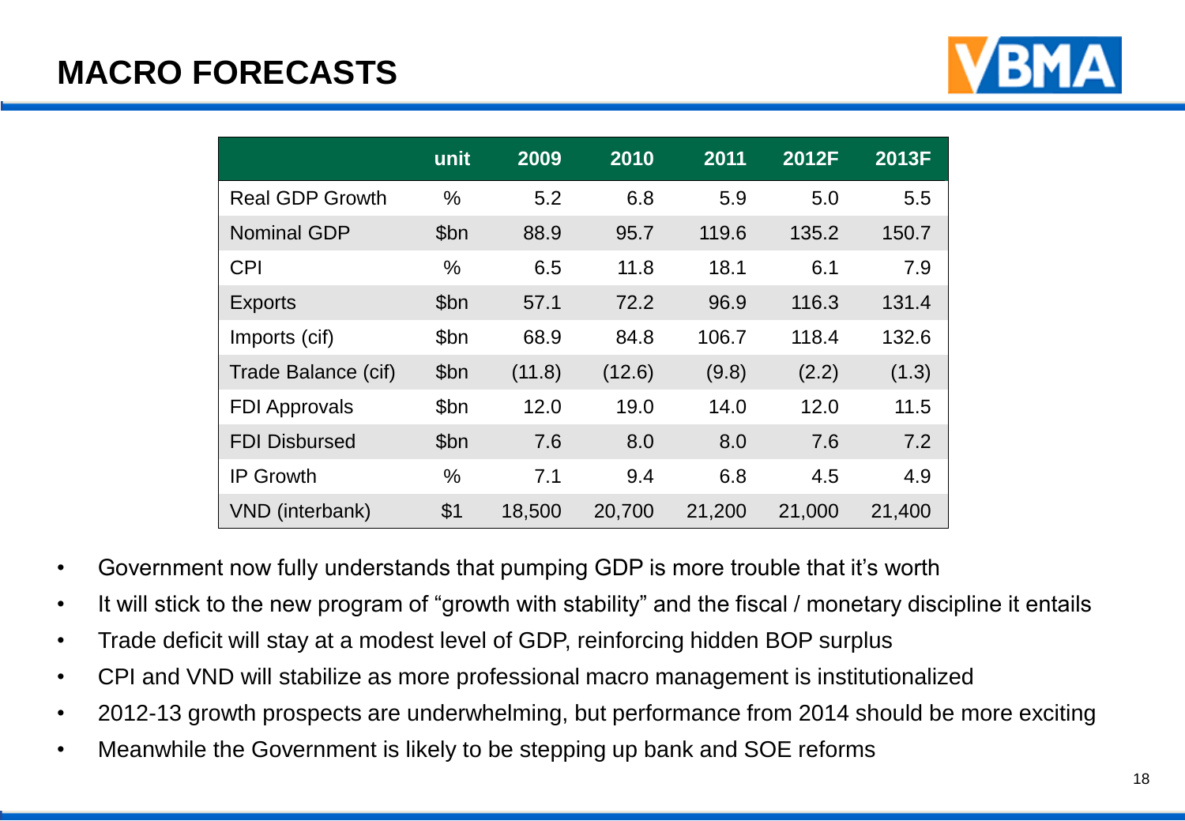# MACRO FORECASTS

| | unit | 2009 | 2010 | 2011 | 2012F | 2013F |
|---|---|---|---|---|---|---|
| Real GDP Growth | % | 5.2 | 6.8 | 5.9 | 5.0 | 5.5 |
| Nominal GDP | $bn | 88.9 | 95.7 | 119.6 | 135.2 | 150.7 |
| CPI | % | 6.5 | 11.8 | 18.1 | 6.1 | 7.9 |
| Exports | $bn | 57.1 | 72.2 | 96.9 | 116.3 | 131.4 |
| Imports (cif) | $bn | 68.9 | 84.8 | 106.7 | 118.4 | 132.6 |
| Trade Balance (cif) | $bn | (11.8) | (12.6) | (9.8) | (2.2) | (1.3) |
| FDI Approvals | $bn | 12.0 | 19.0 | 14.0 | 12.0 | 11.5 |
| FDI Disbursed | $bn | 7.6 | 8.0 | 8.0 | 7.6 | 7.2 |
| IP Growth | % | 7.1 | 9.4 | 6.8 | 4.5 | 4.9 |
| VND (interbank) | $1 | 18,500 | 20,700 | 21,200 | 21,000 | 21,400 |

- Government now fully understands that pumping GDP is more trouble that it's worth
- It will stick to the new program of "growth with stability" and the fiscal / monetary discipline it entails
- Trade deficit will stay at a modest level of GDP, reinforcing hidden BOP surplus
- CPI and VND will stabilize as more professional macro management is institutionalized
- 2012-13 growth prospects are underwhelming, but performance from 2014 should be more exciting
- Meanwhile the Government is likely to be stepping up bank and SOE reforms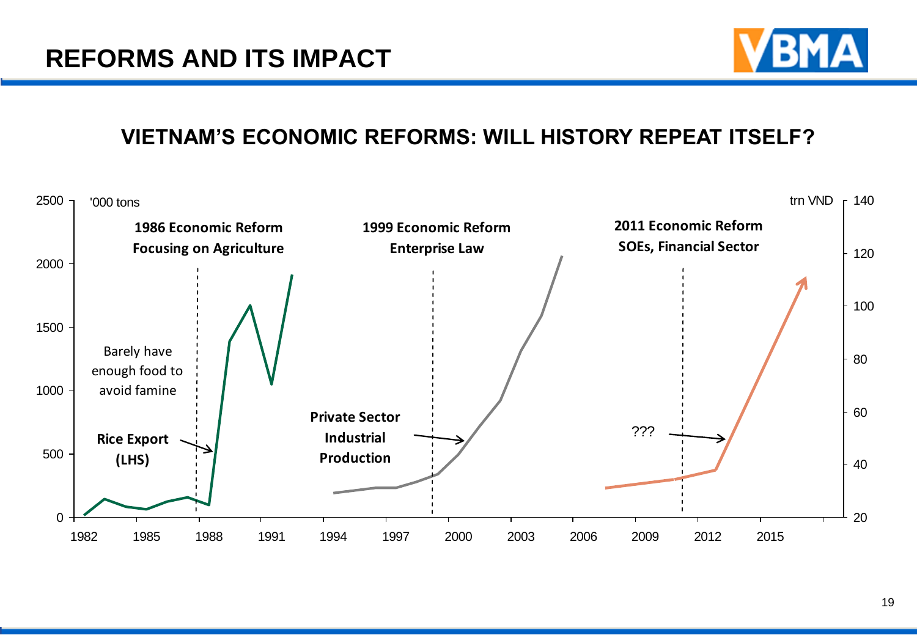# REFORMS AND ITS IMPACT

## VIETNAM'S ECONOMIC REFORMS: WILL HISTORY REPEAT ITSELF?

'000 tons

trn VND

**1986 Economic Reform**
**Focusing on Agriculture**

**1999 Economic Reform**
**Enterprise Law**

**2011 Economic Reform**
**SOEs, Financial Sector**

Barely have enough food to avoid famine

**Rice Export (LHS)**

**Private Sector Industrial Production**

???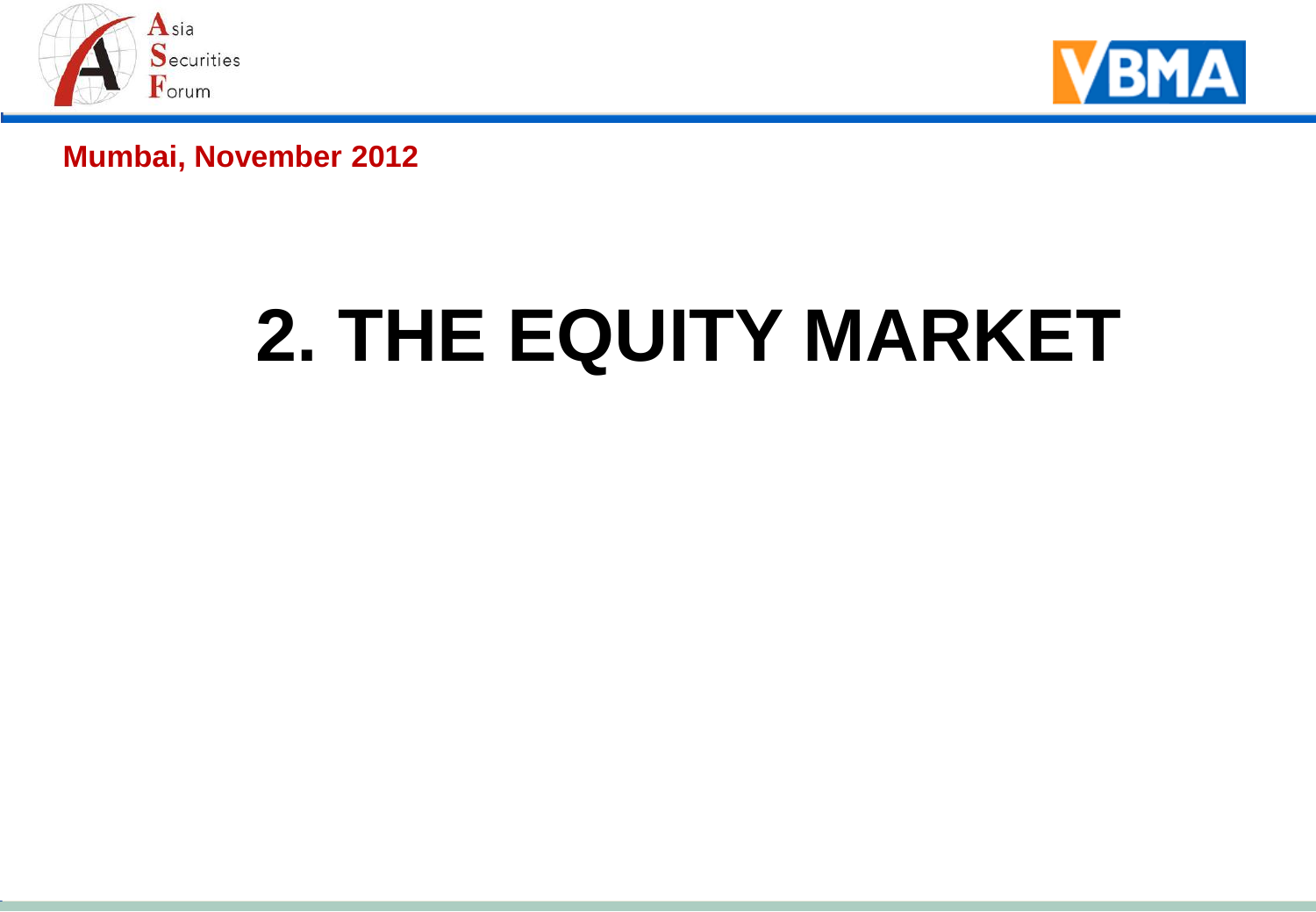Mumbai, November 2012

# 2. THE EQUITY MARKET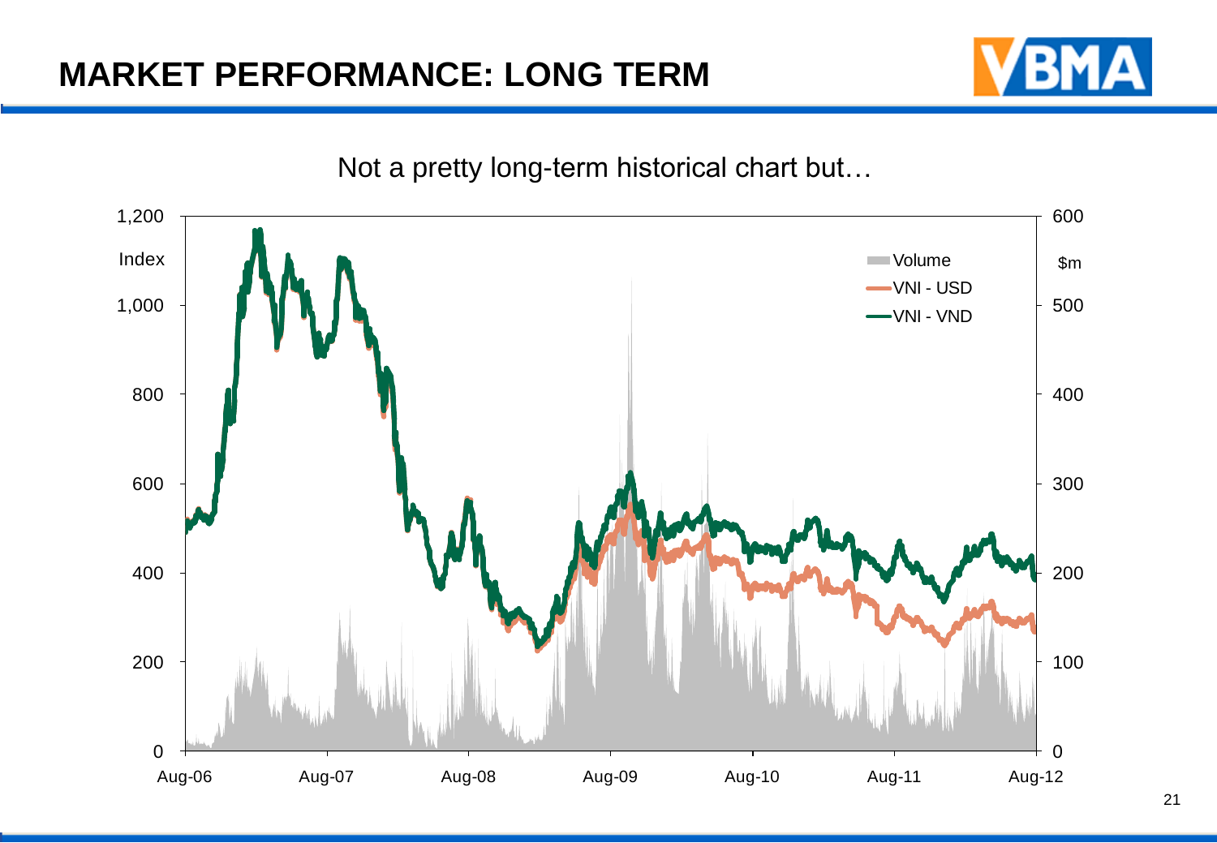# MARKET PERFORMANCE: LONG TERM

Not a pretty long-term historical chart but…

Index | $m

Legend: Volume, VNI - USD, VNI - VND

Left axis: 0, 200, 400, 600, 800, 1,000, 1,200

Right axis: 0, 100, 200, 300, 400, 500, 600

X-axis: Aug-06, Aug-07, Aug-08, Aug-09, Aug-10, Aug-11, Aug-12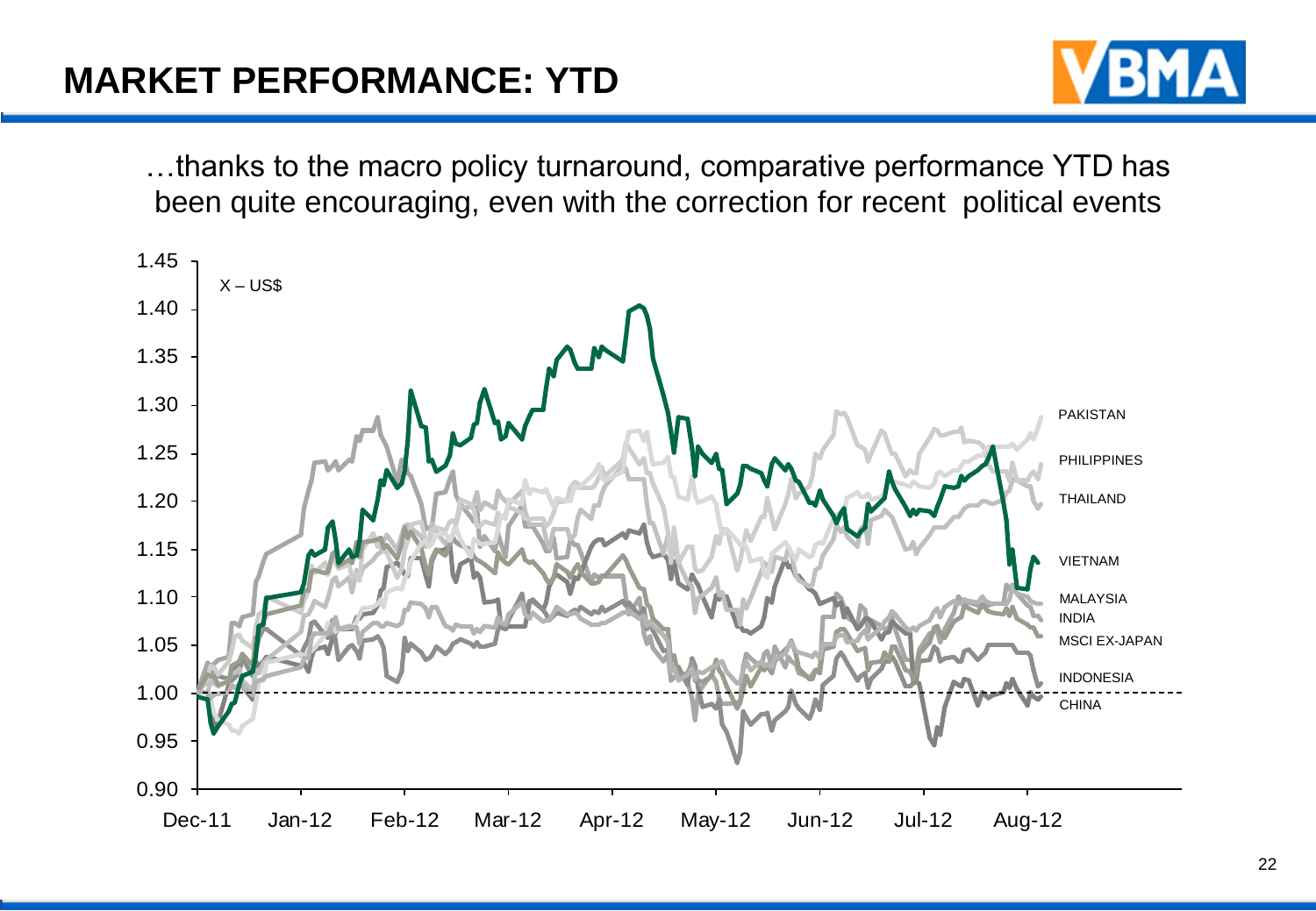# MARKET PERFORMANCE: YTD

…thanks to the macro policy turnaround, comparative performance YTD has been quite encouraging, even with the correction for recent political events

X – US$

PAKISTAN

PHILIPPINES

THAILAND

VIETNAM

MALAYSIA

INDIA

MSCI EX-JAPAN

INDONESIA

CHINA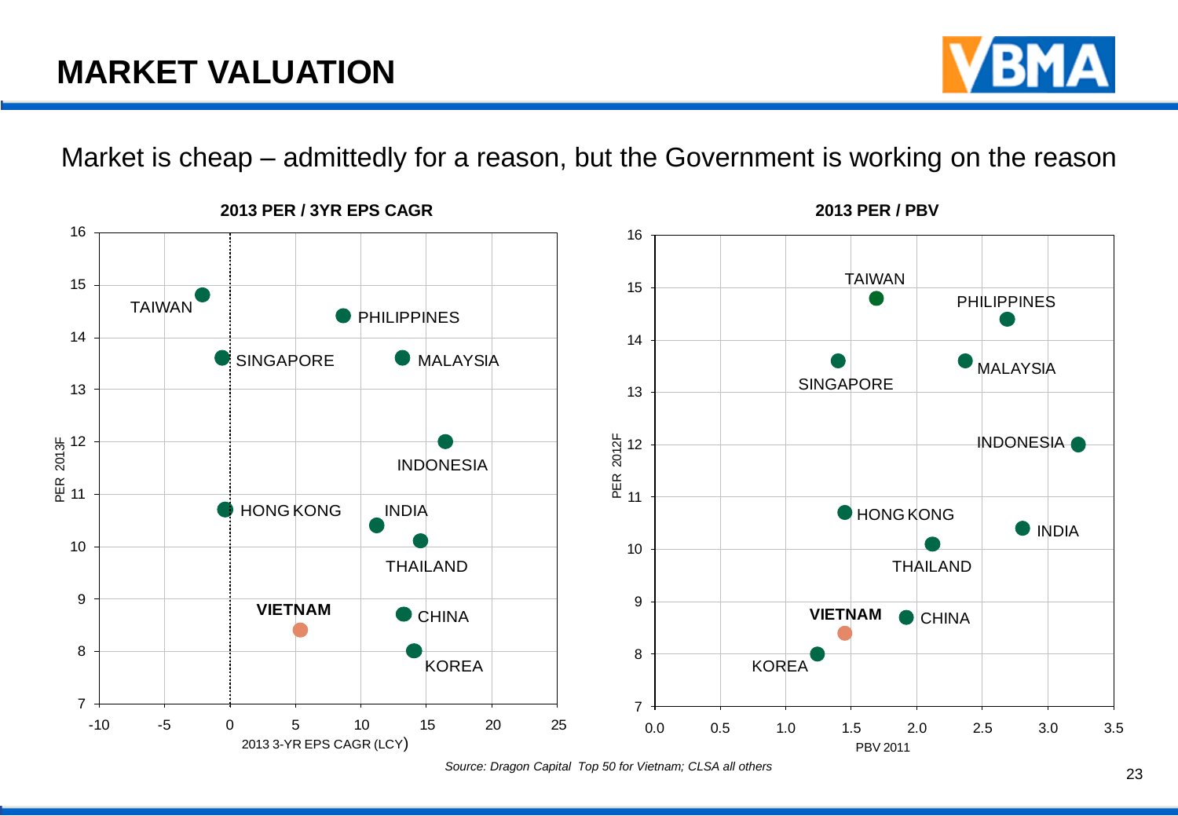# MARKET VALUATION

Market is cheap – admittedly for a reason, but the Government is working on the reason

**2013 PER / 3YR EPS CAGR**

**2013 PER / PBV**

*Source: Dragon Capital Top 50 for Vietnam; CLSA all others*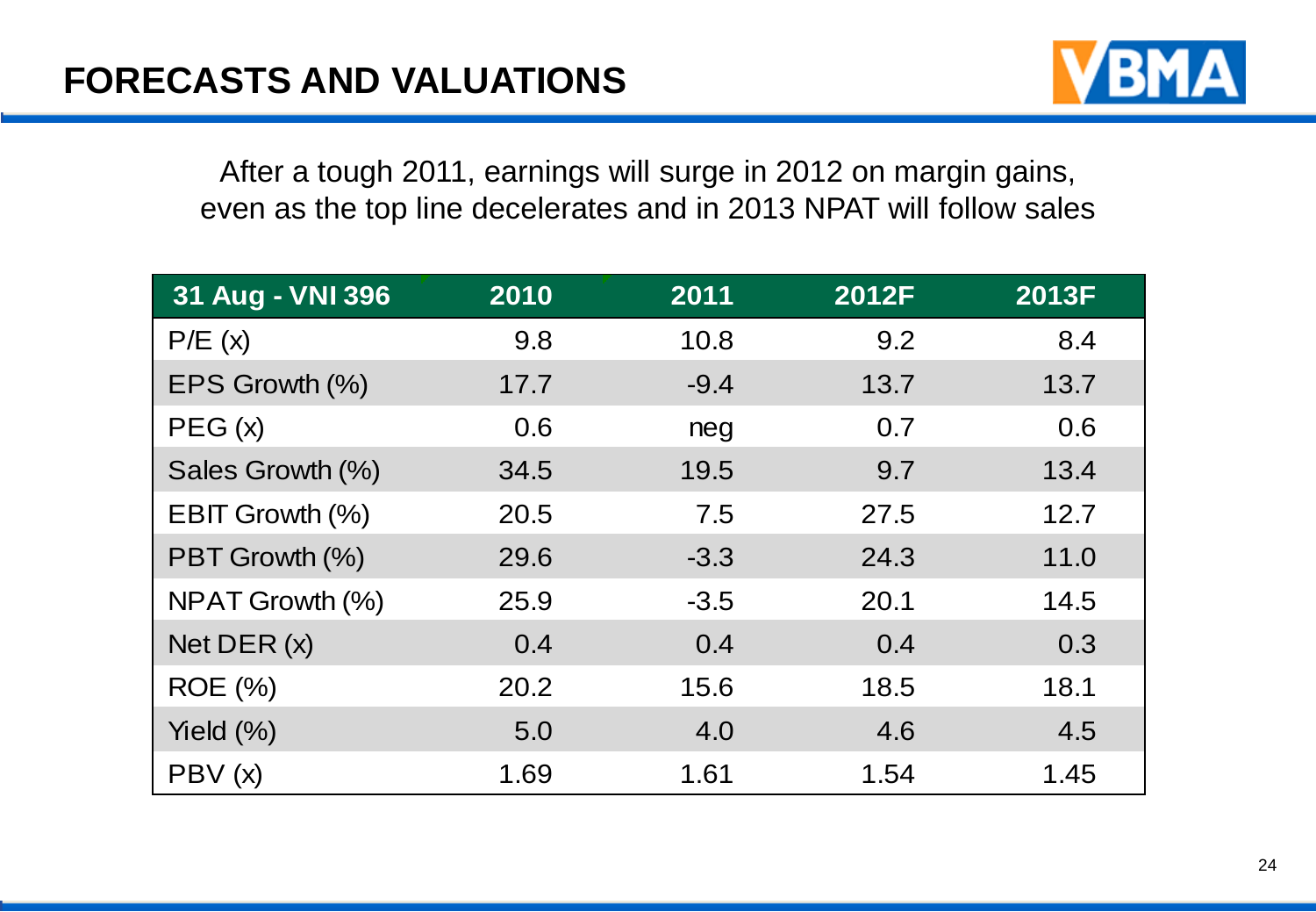# FORECASTS AND VALUATIONS

After a tough 2011, earnings will surge in 2012 on margin gains, even as the top line decelerates and in 2013 NPAT will follow sales

| 31 Aug - VNI 396 | 2010 | 2011 | 2012F | 2013F |
|---|---|---|---|---|
| P/E (x) | 9.8 | 10.8 | 9.2 | 8.4 |
| EPS Growth (%) | 17.7 | -9.4 | 13.7 | 13.7 |
| PEG (x) | 0.6 | neg | 0.7 | 0.6 |
| Sales Growth (%) | 34.5 | 19.5 | 9.7 | 13.4 |
| EBIT Growth (%) | 20.5 | 7.5 | 27.5 | 12.7 |
| PBT Growth (%) | 29.6 | -3.3 | 24.3 | 11.0 |
| NPAT Growth (%) | 25.9 | -3.5 | 20.1 | 14.5 |
| Net DER (x) | 0.4 | 0.4 | 0.4 | 0.3 |
| ROE (%) | 20.2 | 15.6 | 18.5 | 18.1 |
| Yield (%) | 5.0 | 4.0 | 4.6 | 4.5 |
| PBV (x) | 1.69 | 1.61 | 1.54 | 1.45 |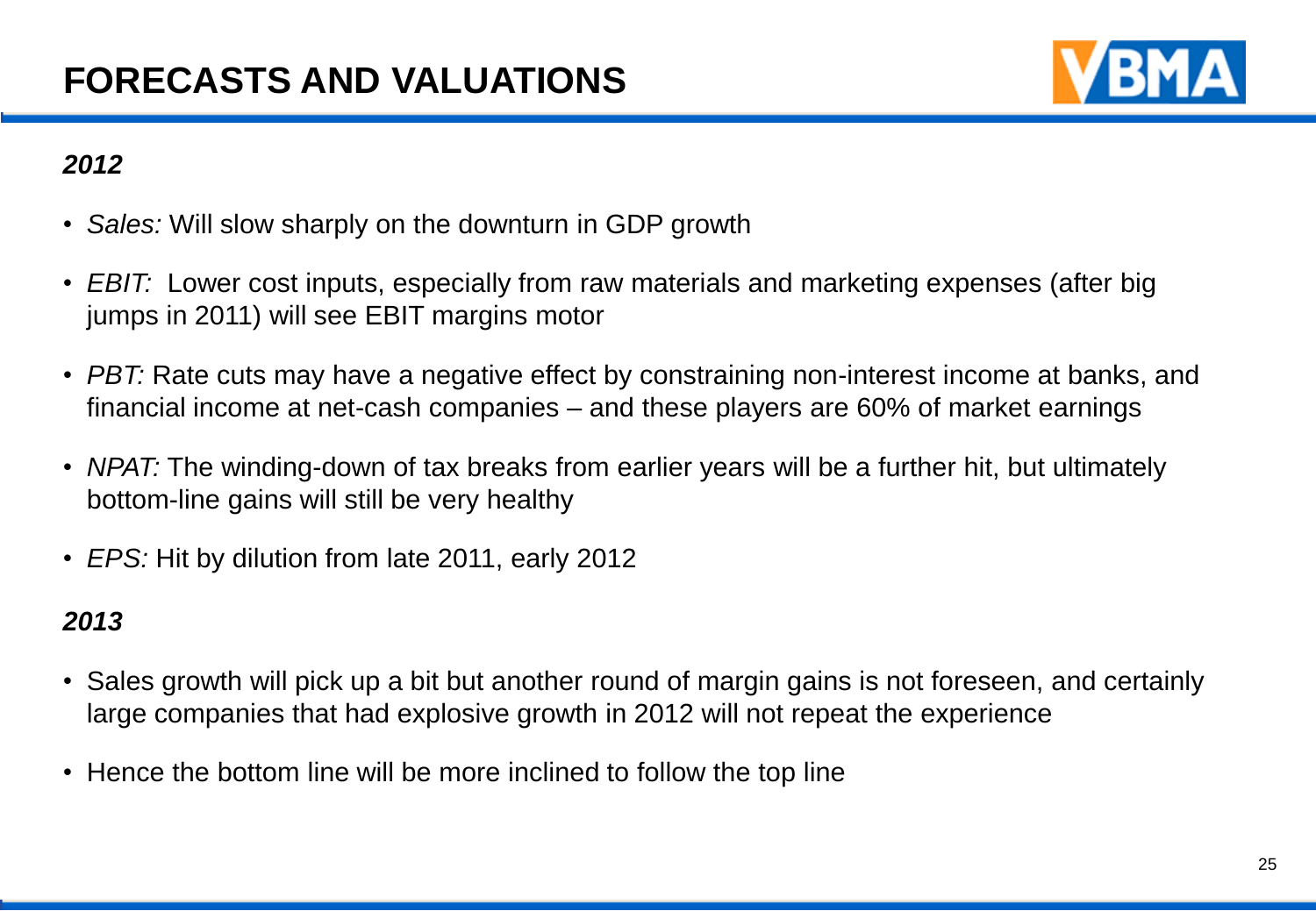# FORECASTS AND VALUATIONS

***2012***

- *Sales:* Will slow sharply on the downturn in GDP growth
- *EBIT:* Lower cost inputs, especially from raw materials and marketing expenses (after big jumps in 2011) will see EBIT margins motor
- *PBT:* Rate cuts may have a negative effect by constraining non-interest income at banks, and financial income at net-cash companies – and these players are 60% of market earnings
- *NPAT:* The winding-down of tax breaks from earlier years will be a further hit, but ultimately bottom-line gains will still be very healthy
- *EPS:* Hit by dilution from late 2011, early 2012

***2013***

- Sales growth will pick up a bit but another round of margin gains is not foreseen, and certainly large companies that had explosive growth in 2012 will not repeat the experience
- Hence the bottom line will be more inclined to follow the top line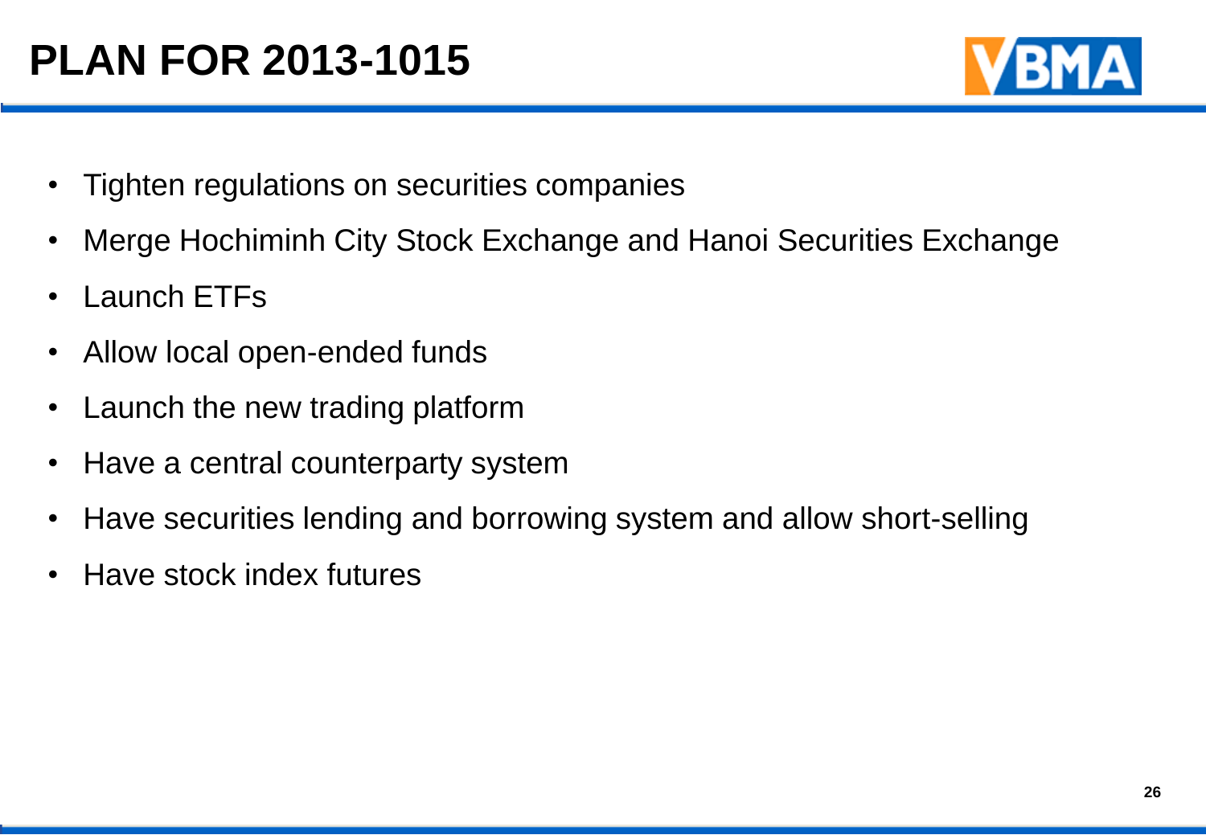# PLAN FOR 2013-1015

- Tighten regulations on securities companies
- Merge Hochiminh City Stock Exchange and Hanoi Securities Exchange
- Launch ETFs
- Allow local open-ended funds
- Launch the new trading platform
- Have a central counterparty system
- Have securities lending and borrowing system and allow short-selling
- Have stock index futures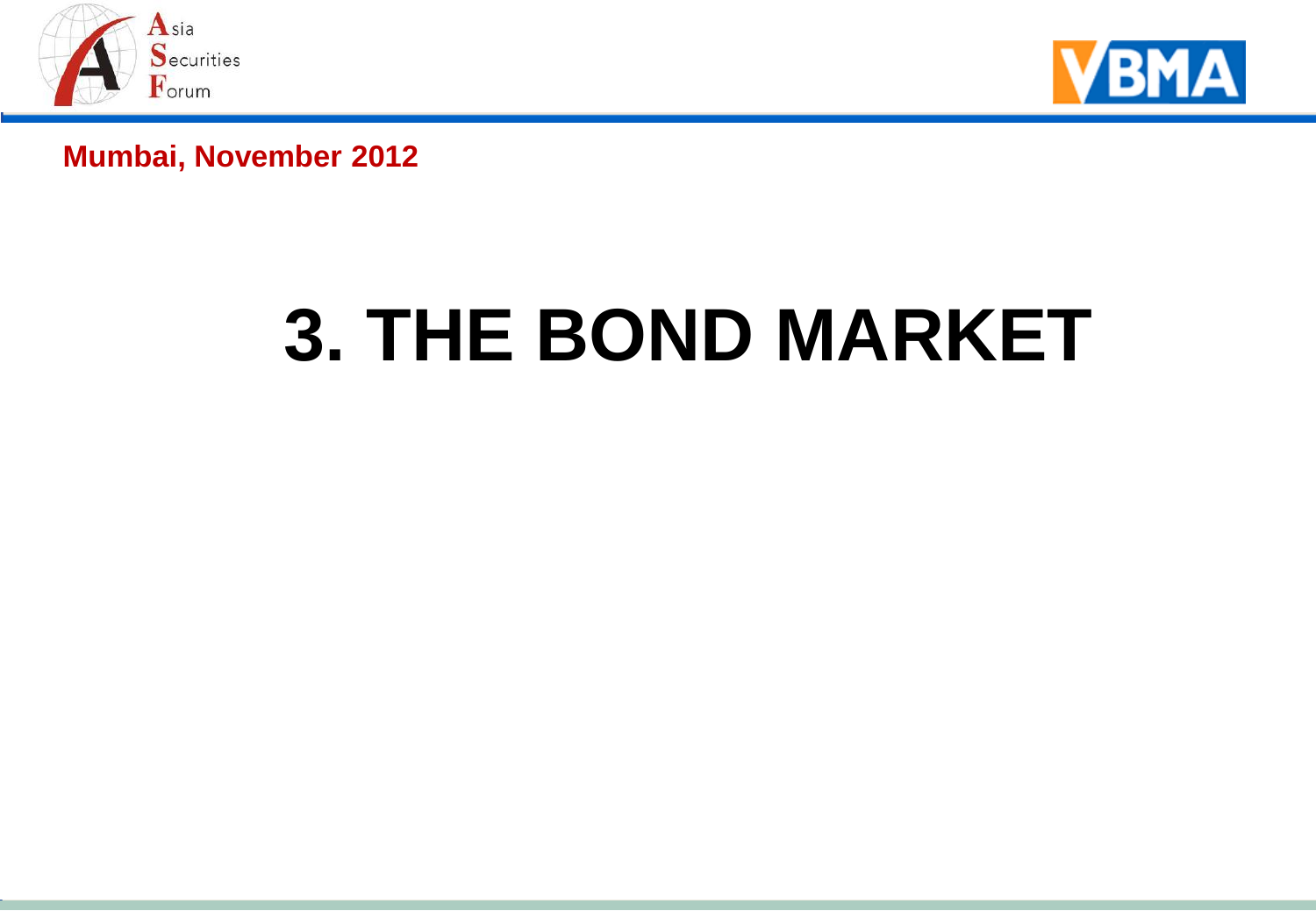Mumbai, November 2012

# 3. THE BOND MARKET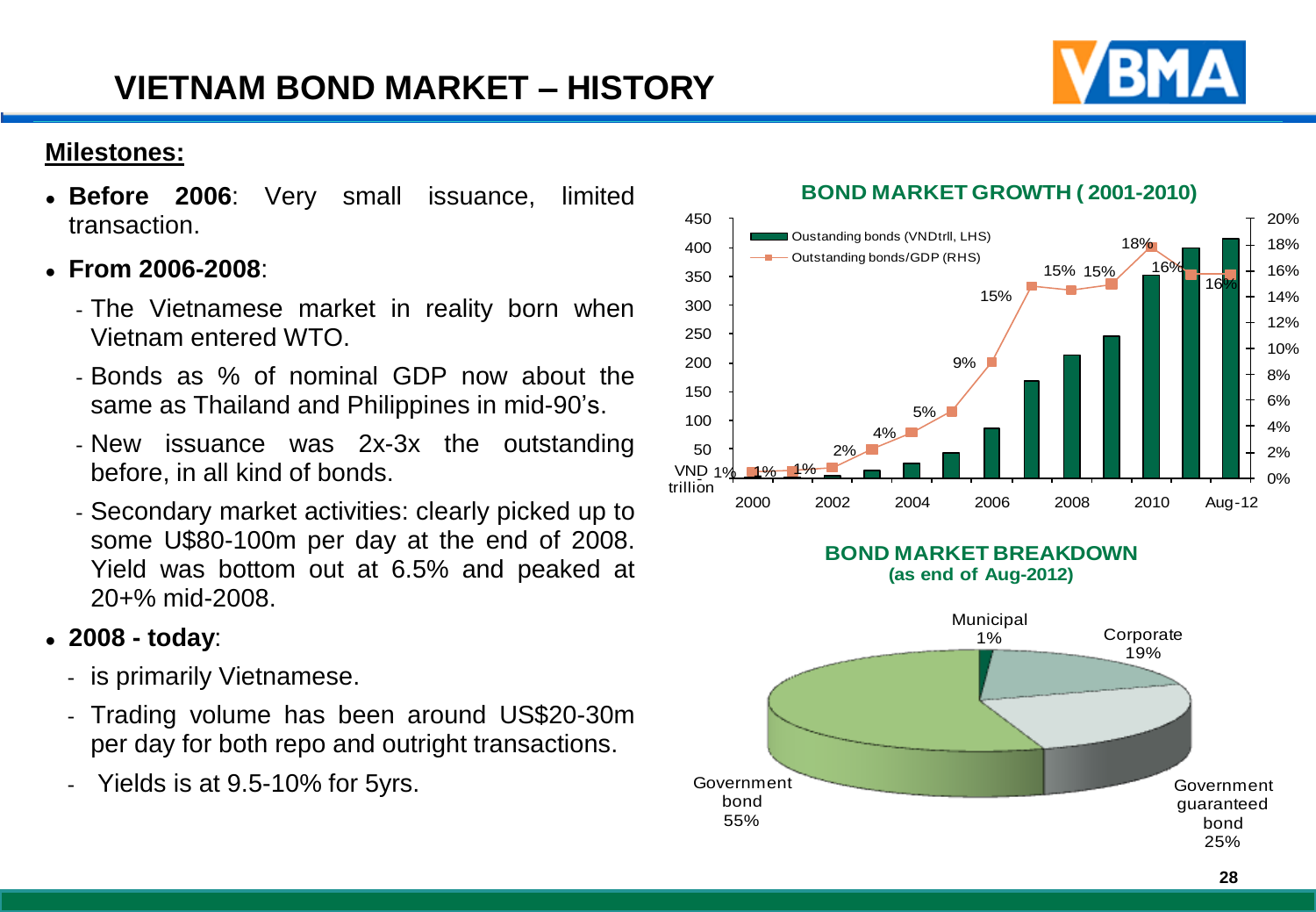# VIETNAM BOND MARKET – HISTORY

**Milestones:**

- **Before 2006**: Very small issuance, limited transaction.
- **From 2006-2008**:
  - The Vietnamese market in reality born when Vietnam entered WTO.
  - Bonds as % of nominal GDP now about the same as Thailand and Philippines in mid-90's.
  - New issuance was 2x-3x the outstanding before, in all kind of bonds.
  - Secondary market activities: clearly picked up to some U$80-100m per day at the end of 2008. Yield was bottom out at 6.5% and peaked at 20+% mid-2008.
- **2008 - today**:
  - is primarily Vietnamese.
  - Trading volume has been around US$20-30m per day for both repo and outright transactions.
  - Yields is at 9.5-10% for 5yrs.

**BOND MARKET GROWTH ( 2001-2010)**

**BOND MARKET BREAKDOWN (as end of Aug-2012)**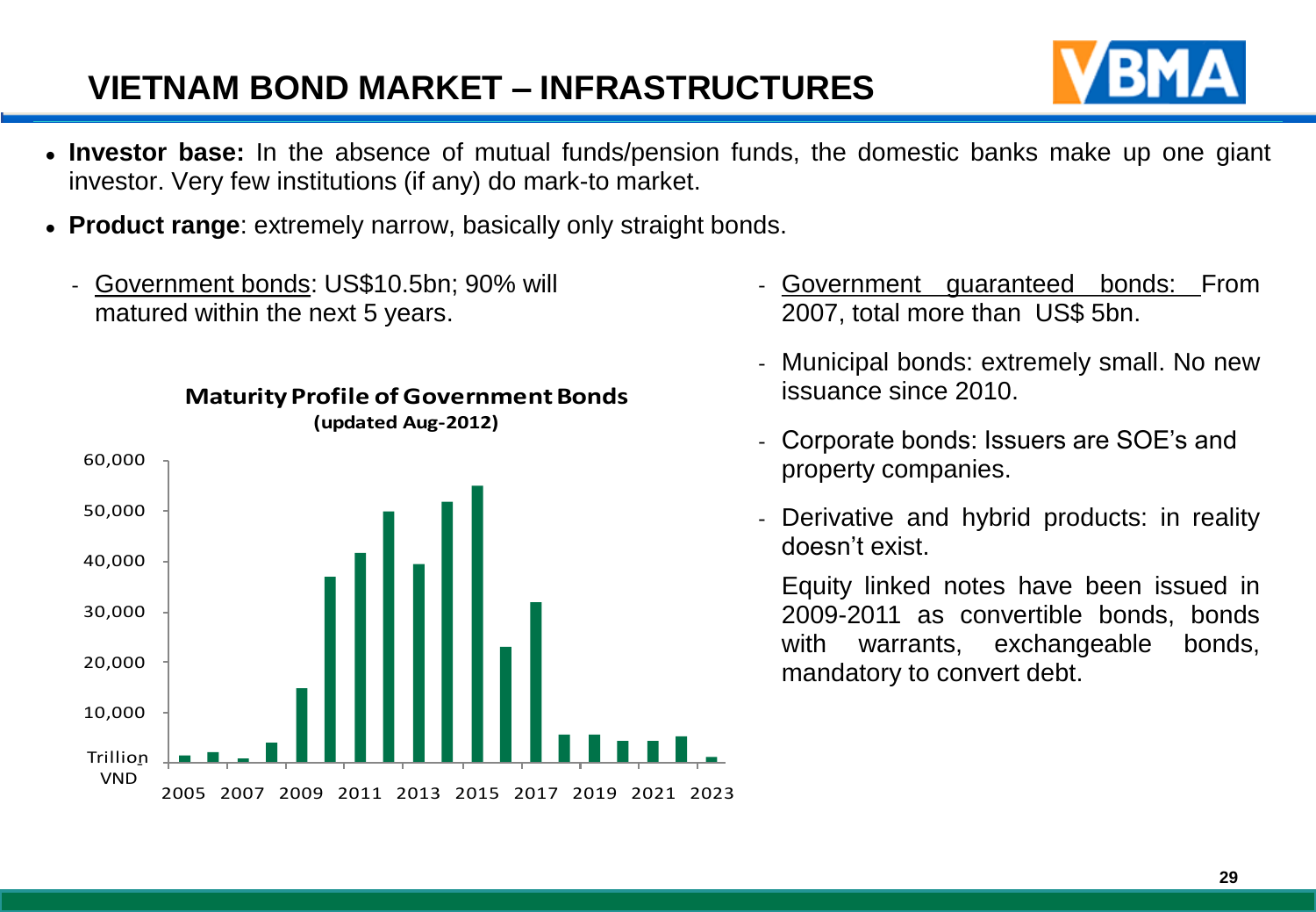# VIETNAM BOND MARKET – INFRASTRUCTURES

- **Investor base:** In the absence of mutual funds/pension funds, the domestic banks make up one giant investor. Very few institutions (if any) do mark-to market.
- **Product range**: extremely narrow, basically only straight bonds.

  - Government bonds: US$10.5bn; 90% will matured within the next 5 years.

**Maturity Profile of Government Bonds**
**(updated Aug-2012)**

  - Government guaranteed bonds: From 2007, total more than US$ 5bn.
  - Municipal bonds: extremely small. No new issuance since 2010.
  - Corporate bonds: Issuers are SOE's and property companies.
  - Derivative and hybrid products: in reality doesn't exist.

    Equity linked notes have been issued in 2009-2011 as convertible bonds, bonds with warrants, exchangeable bonds, mandatory to convert debt.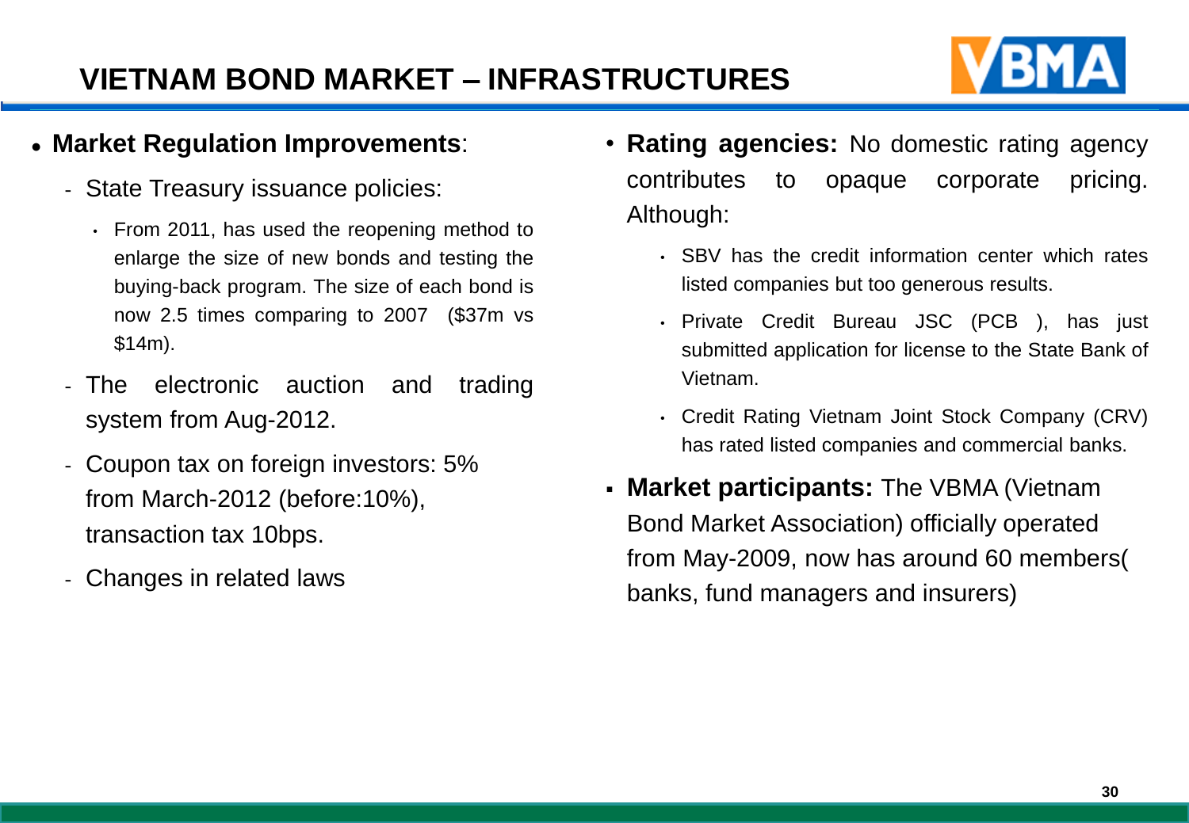# VIETNAM BOND MARKET – INFRASTRUCTURES

- **Market Regulation Improvements**:
  - State Treasury issuance policies:
    - From 2011, has used the reopening method to enlarge the size of new bonds and testing the buying-back program. The size of each bond is now 2.5 times comparing to 2007 ($37m vs $14m).
  - The electronic auction and trading system from Aug-2012.
  - Coupon tax on foreign investors: 5% from March-2012 (before:10%), transaction tax 10bps.
  - Changes in related laws

- **Rating agencies:** No domestic rating agency contributes to opaque corporate pricing. Although:
  - SBV has the credit information center which rates listed companies but too generous results.
  - Private Credit Bureau JSC (PCB ), has just submitted application for license to the State Bank of Vietnam.
  - Credit Rating Vietnam Joint Stock Company (CRV) has rated listed companies and commercial banks.

- **Market participants:** The VBMA (Vietnam Bond Market Association) officially operated from May-2009, now has around 60 members( banks, fund managers and insurers)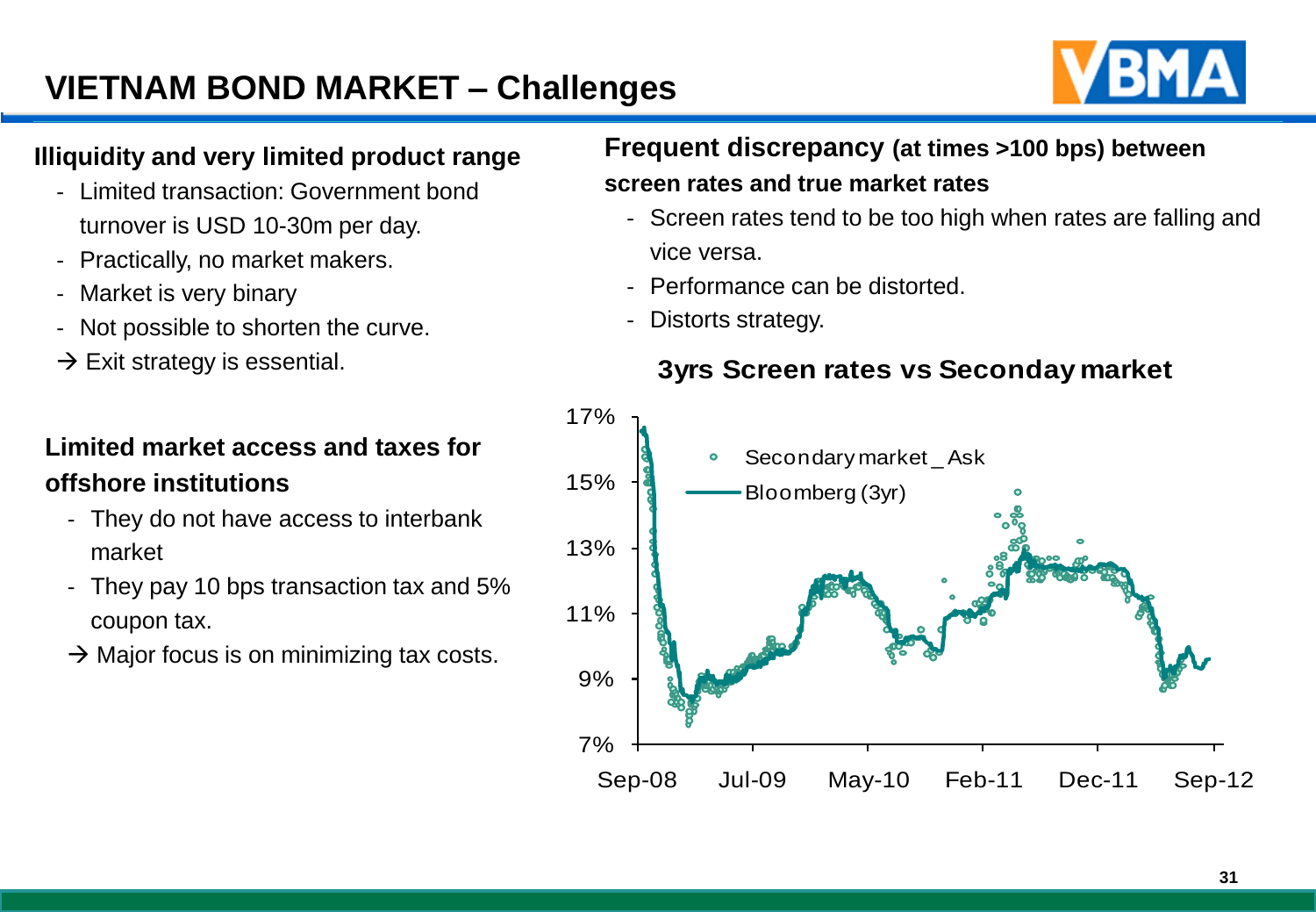# VIETNAM BOND MARKET – Challenges

**Illiquidity and very limited product range**

- Limited transaction: Government bond turnover is USD 10-30m per day.
- Practically, no market makers.
- Market is very binary
- Not possible to shorten the curve.

→ Exit strategy is essential.

**Limited market access and taxes for offshore institutions**

- They do not have access to interbank market
- They pay 10 bps transaction tax and 5% coupon tax.

→ Major focus is on minimizing tax costs.

**Frequent discrepancy (at times >100 bps) between screen rates and true market rates**

- Screen rates tend to be too high when rates are falling and vice versa.
- Performance can be distorted.
- Distorts strategy.

**3yrs Screen rates vs Seconday market**

Legend: Secondary market _ Ask; Bloomberg (3yr)

Y-axis: 7%, 9%, 11%, 13%, 15%, 17%

X-axis: Sep-08, Jul-09, May-10, Feb-11, Dec-11, Sep-12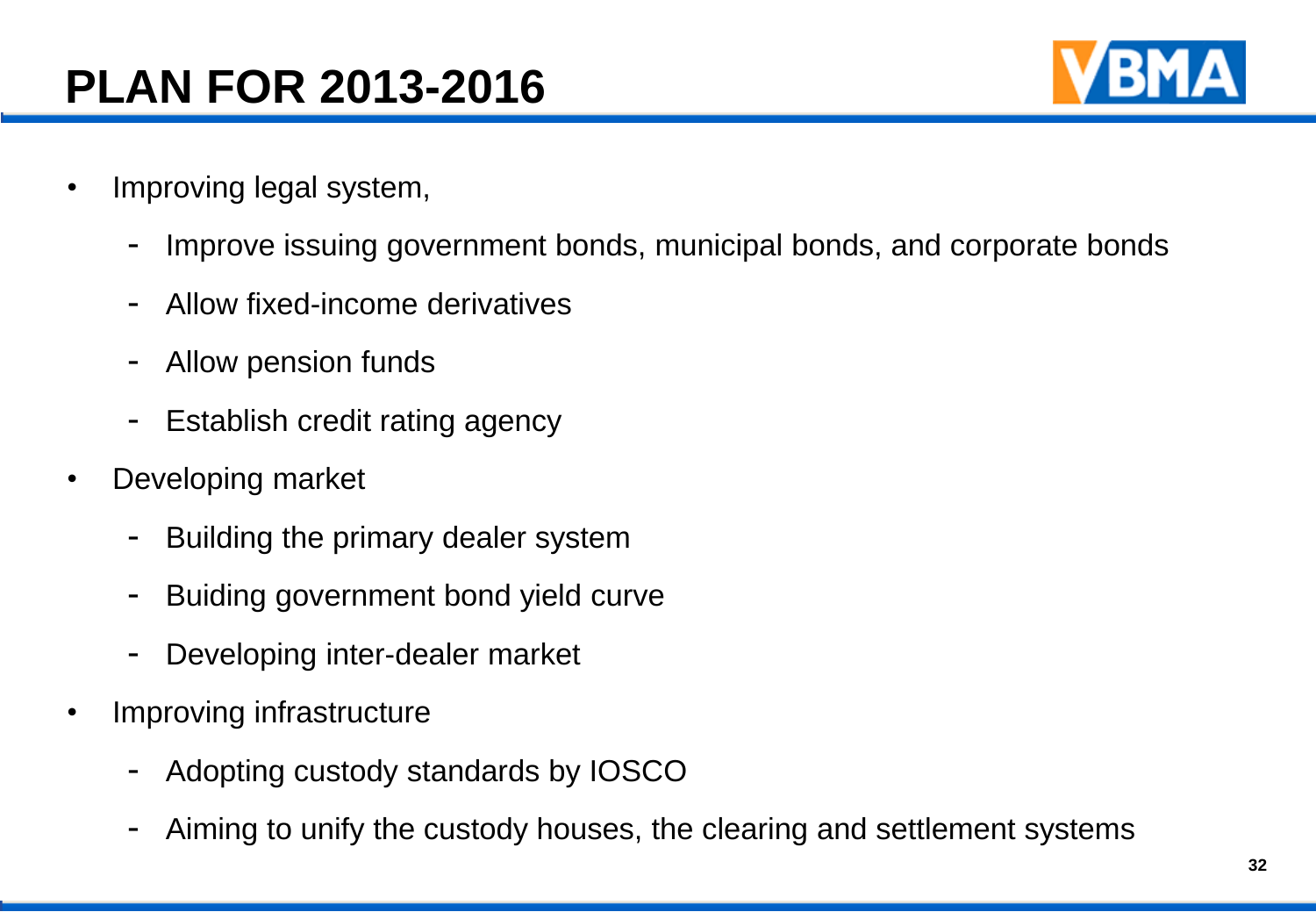# PLAN FOR 2013-2016

- Improving legal system,
  - Improve issuing government bonds, municipal bonds, and corporate bonds
  - Allow fixed-income derivatives
  - Allow pension funds
  - Establish credit rating agency
- Developing market
  - Building the primary dealer system
  - Buiding government bond yield curve
  - Developing inter-dealer market
- Improving infrastructure
  - Adopting custody standards by IOSCO
  - Aiming to unify the custody houses, the clearing and settlement systems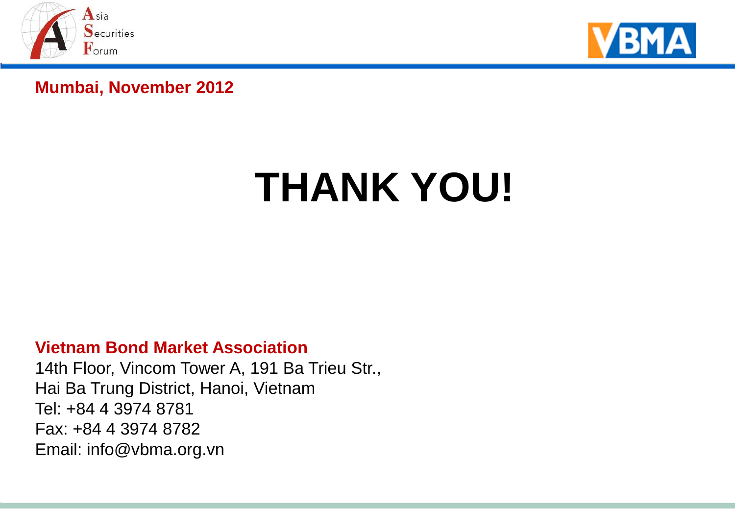**Mumbai, November 2012**

# THANK YOU!

**Vietnam Bond Market Association**

14th Floor, Vincom Tower A, 191 Ba Trieu Str.,
Hai Ba Trung District, Hanoi, Vietnam
Tel: +84 4 3974 8781
Fax: +84 4 3974 8782
Email: info@vbma.org.vn